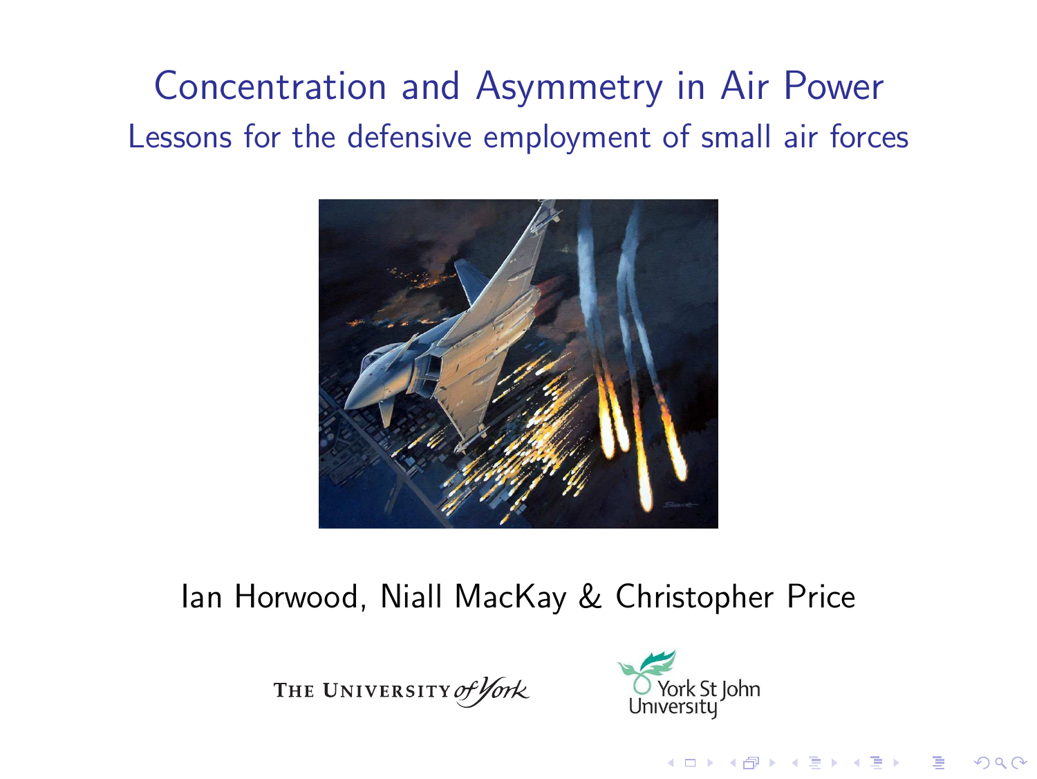# Concentration and Asymmetry in Air Power

## Lessons for the defensive employment of small air forces

Ian Horwood, Niall MacKay & Christopher Price

THE UNIVERSITY *of York*

York St John University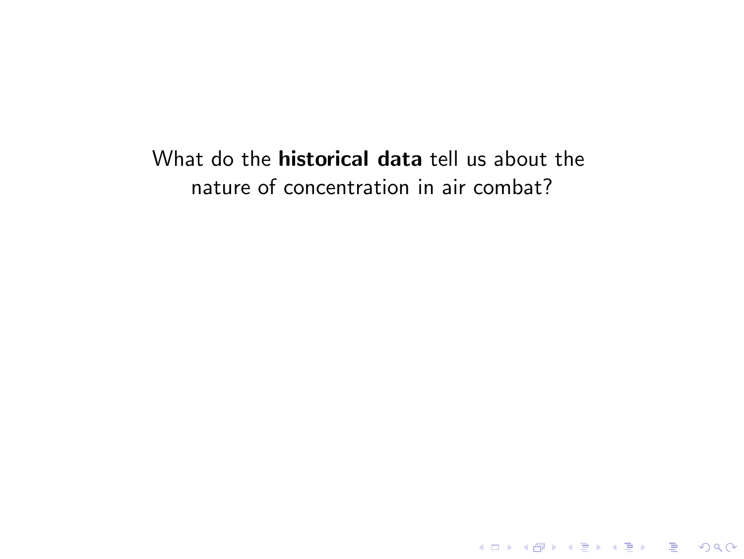What do the **historical data** tell us about the nature of concentration in air combat?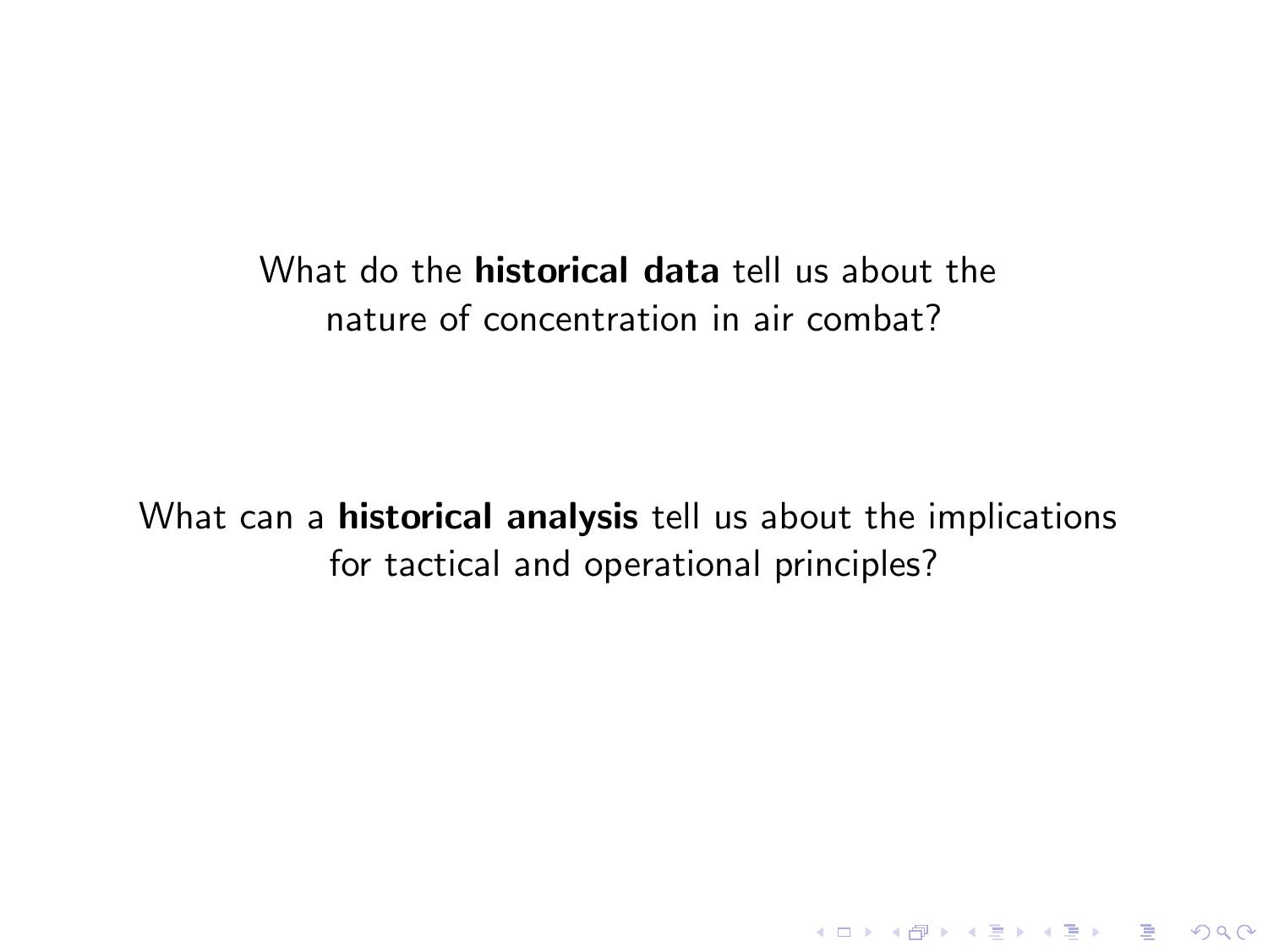What do the **historical data** tell us about the nature of concentration in air combat?

What can a **historical analysis** tell us about the implications for tactical and operational principles?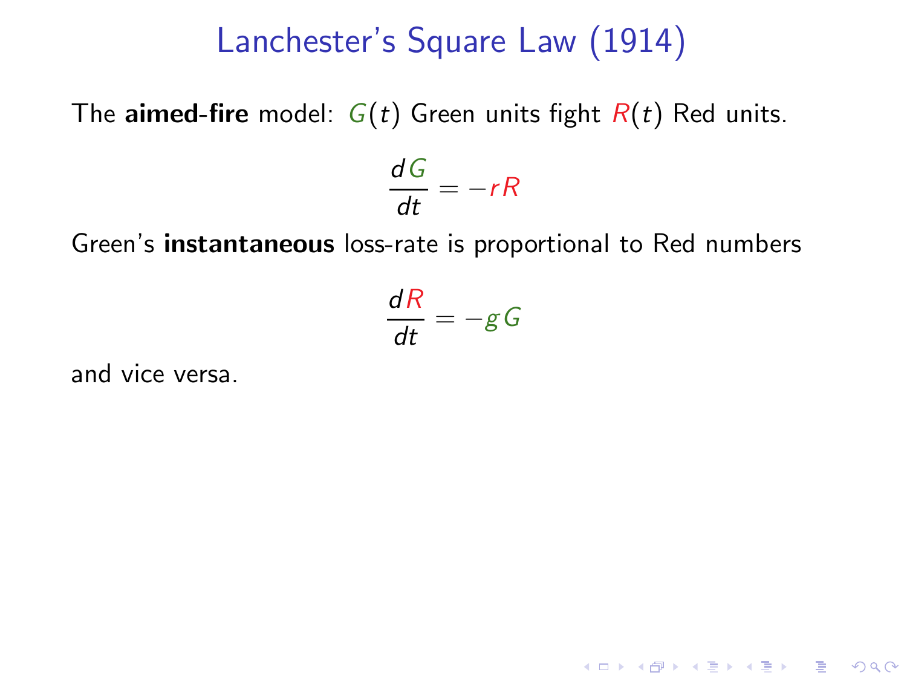# Lanchester's Square Law (1914)

The **aimed-fire** model: $G(t)$ Green units fight $R(t)$ Red units.

$$\frac{dG}{dt} = -rR$$

Green's **instantaneous** loss-rate is proportional to Red numbers

$$\frac{dR}{dt} = -gG$$

and vice versa.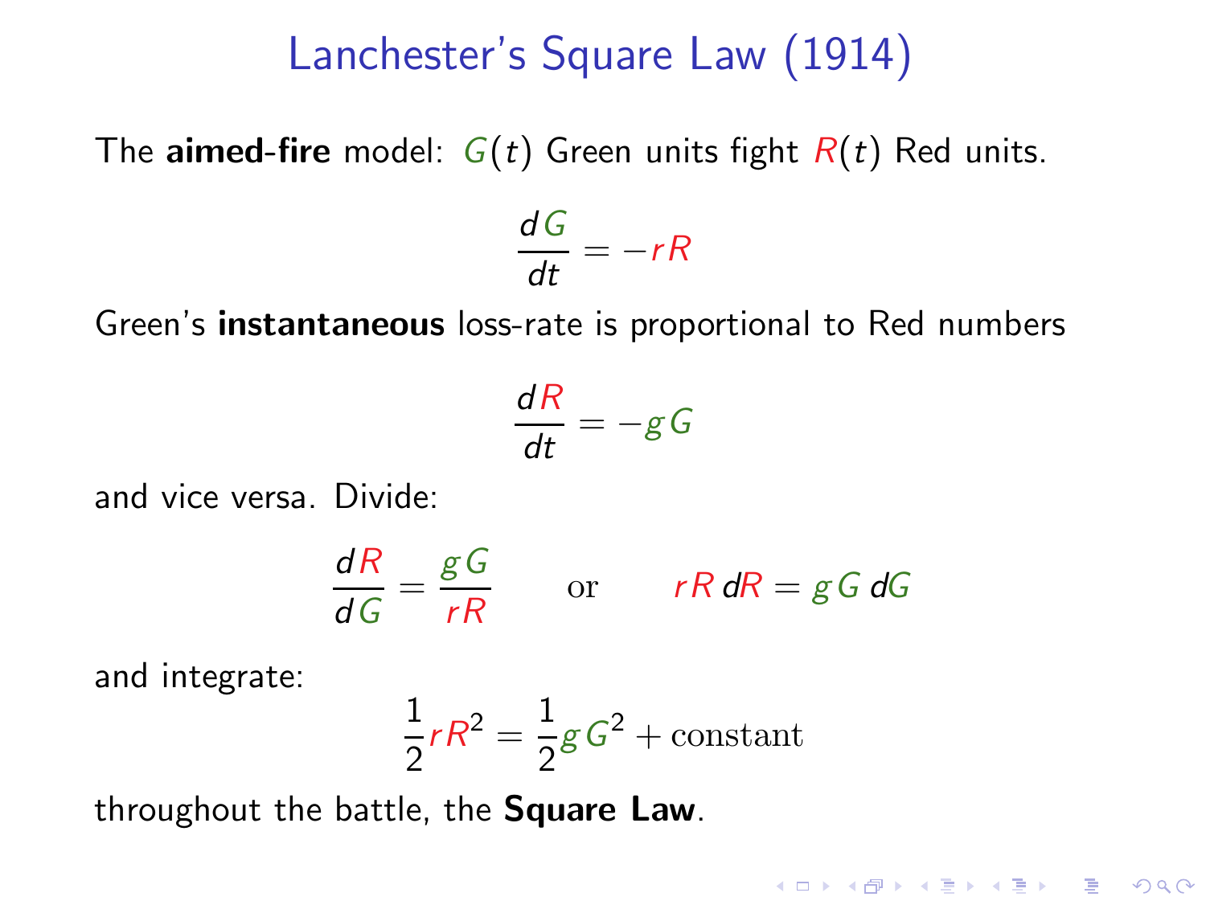# Lanchester's Square Law (1914)

The **aimed-fire** model: $G(t)$ Green units fight $R(t)$ Red units.

$$\frac{dG}{dt} = -rR$$

Green's **instantaneous** loss-rate is proportional to Red numbers

$$\frac{dR}{dt} = -gG$$

and vice versa. Divide:

$$\frac{dR}{dG} = \frac{gG}{rR} \qquad \text{or} \qquad rR\,dR = gG\,dG$$

and integrate:

$$\frac{1}{2}rR^2 = \frac{1}{2}gG^2 + \text{constant}$$

throughout the battle, the **Square Law**.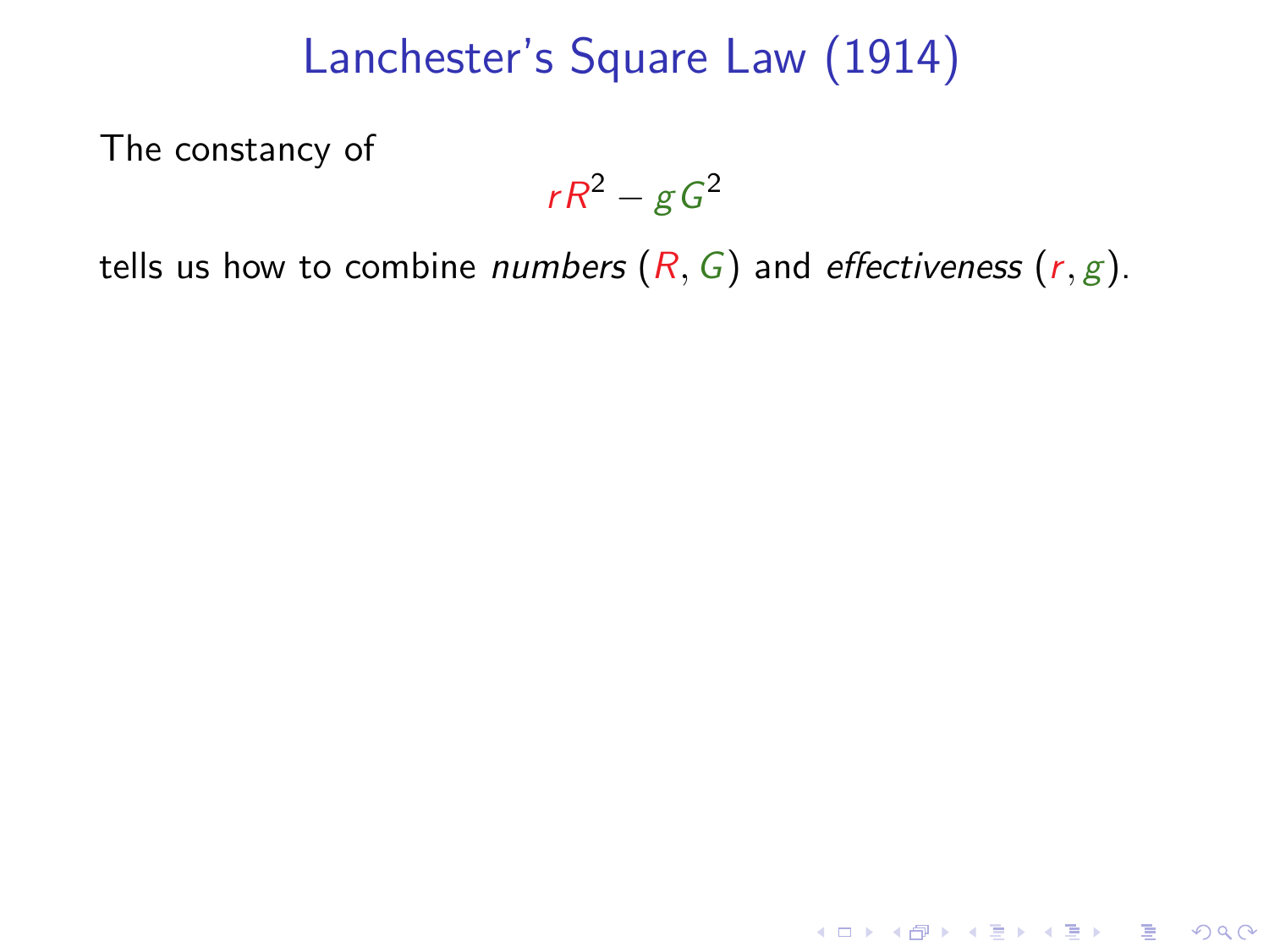# Lanchester's Square Law (1914)

The constancy of

$$rR^2 - gG^2$$

tells us how to combine *numbers* ($R, G$) and *effectiveness* ($r, g$).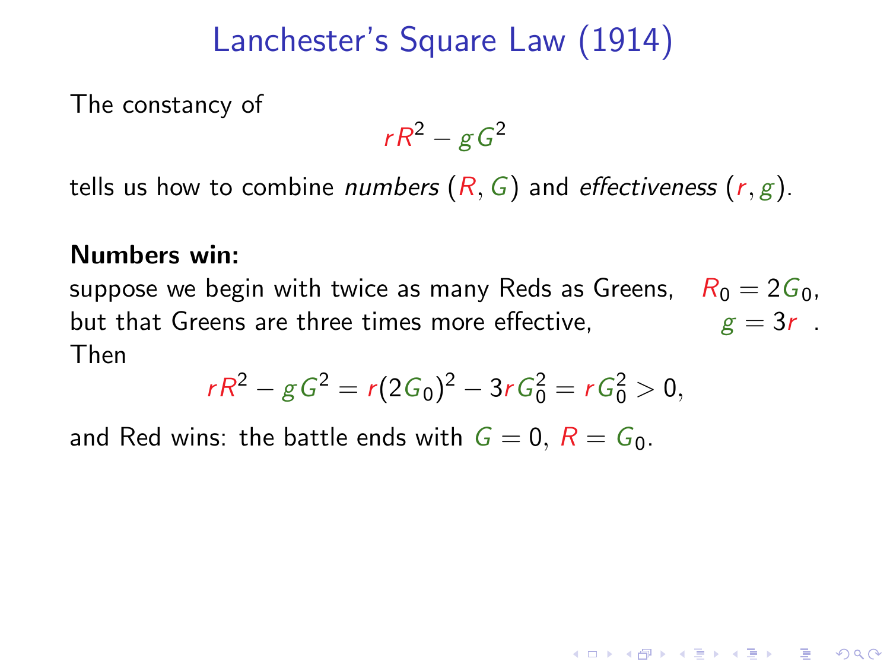# Lanchester's Square Law (1914)

The constancy of

$$rR^2 - gG^2$$

tells us how to combine *numbers* $(R, G)$ and *effectiveness* $(r, g)$.

**Numbers win:**

suppose we begin with twice as many Reds as Greens, $R_0 = 2G_0$,
but that Greens are three times more effective, $g = 3r$ .
Then

$$rR^2 - gG^2 = r(2G_0)^2 - 3rG_0^2 = rG_0^2 > 0,$$

and Red wins: the battle ends with $G = 0$, $R = G_0$.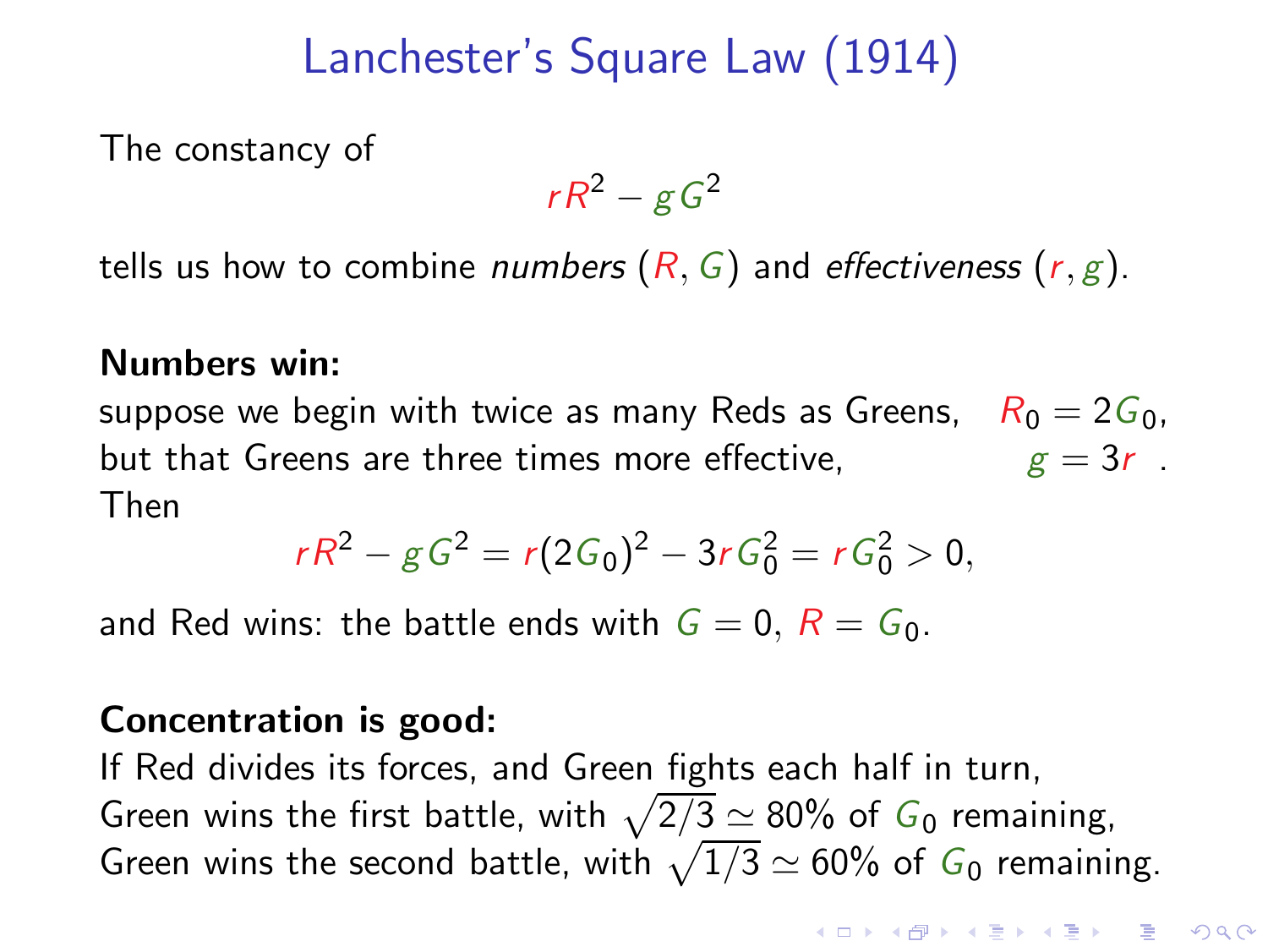# Lanchester's Square Law (1914)

The constancy of

$$rR^2 - gG^2$$

tells us how to combine *numbers* ($R, G$) and *effectiveness* ($r, g$).

**Numbers win:**
suppose we begin with twice as many Reds as Greens, $R_0 = 2G_0$,
but that Greens are three times more effective, $g = 3r$ .
Then

$$rR^2 - gG^2 = r(2G_0)^2 - 3rG_0^2 = rG_0^2 > 0,$$

and Red wins: the battle ends with $G = 0$, $R = G_0$.

**Concentration is good:**
If Red divides its forces, and Green fights each half in turn,
Green wins the first battle, with $\sqrt{2/3} \simeq 80\%$ of $G_0$ remaining,
Green wins the second battle, with $\sqrt{1/3} \simeq 60\%$ of $G_0$ remaining.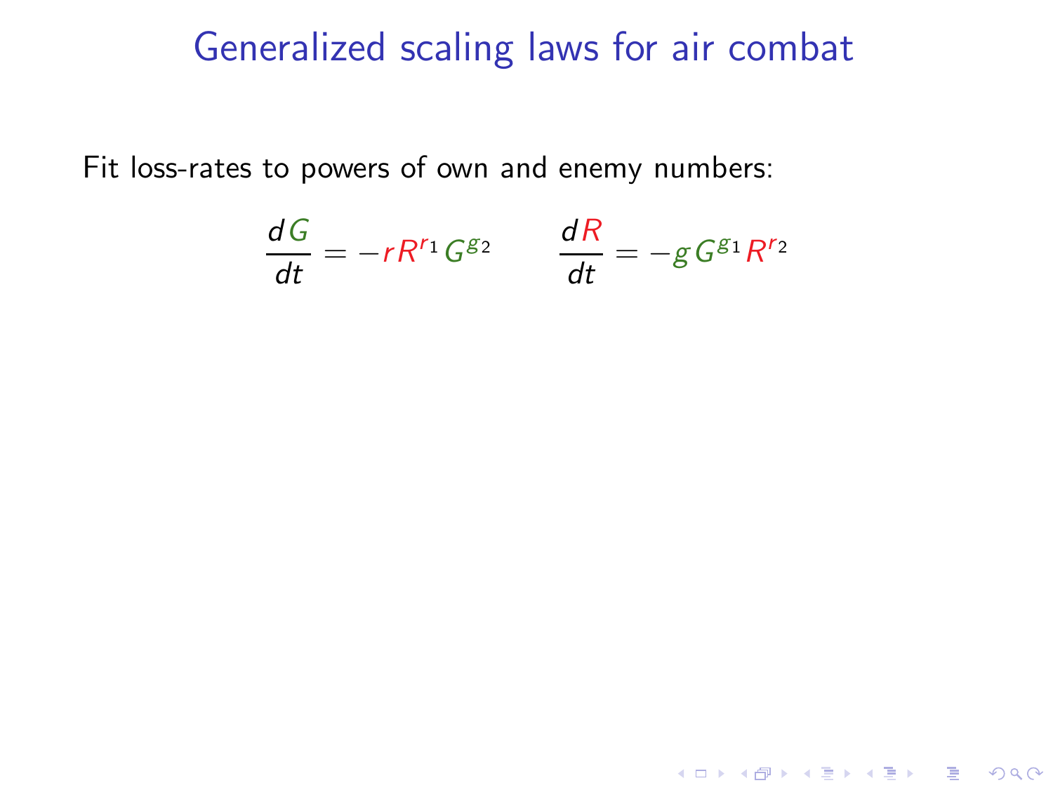# Generalized scaling laws for air combat

Fit loss-rates to powers of own and enemy numbers:

$$\frac{dG}{dt} = -r\,R^{r_1}\,G^{g_2} \qquad \frac{dR}{dt} = -g\,G^{g_1}\,R^{r_2}$$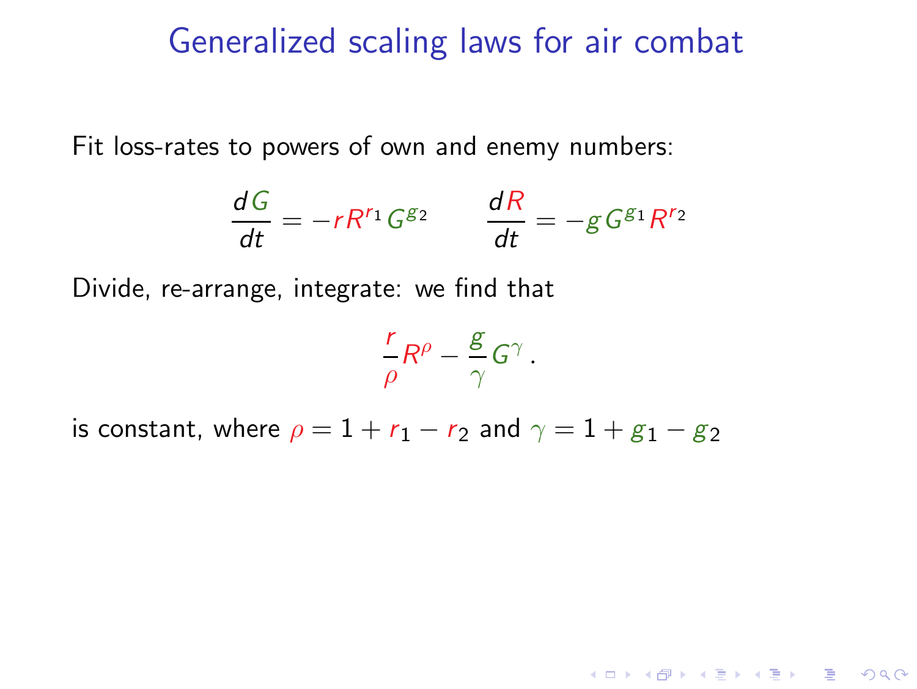# Generalized scaling laws for air combat

Fit loss-rates to powers of own and enemy numbers:

$$\frac{dG}{dt} = -r R^{r_1} G^{g_2} \qquad \frac{dR}{dt} = -g G^{g_1} R^{r_2}$$

Divide, re-arrange, integrate: we find that

$$\frac{r}{\rho} R^{\rho} - \frac{g}{\gamma} G^{\gamma} .$$

is constant, where $\rho = 1 + r_1 - r_2$ and $\gamma = 1 + g_1 - g_2$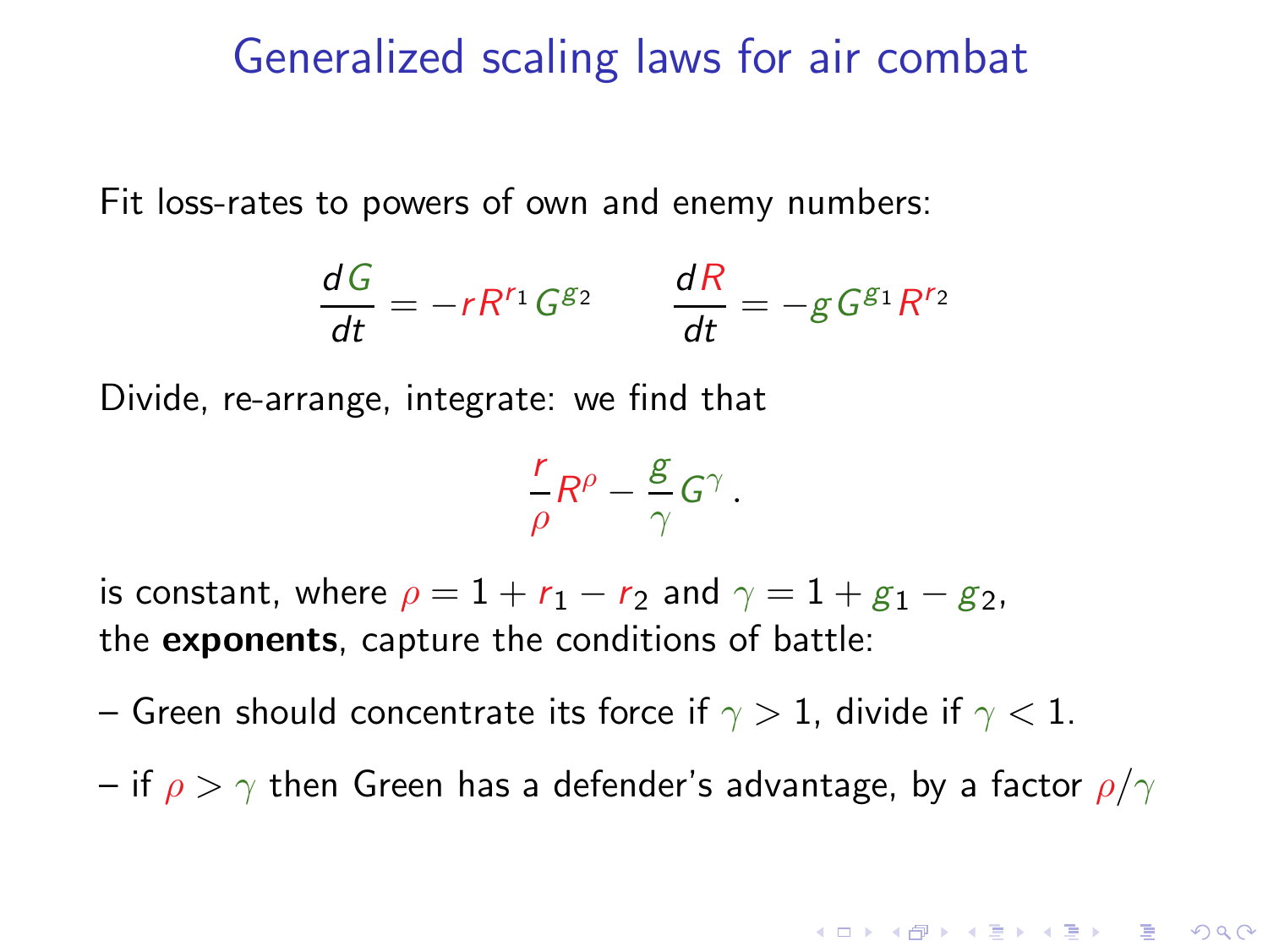# Generalized scaling laws for air combat

Fit loss-rates to powers of own and enemy numbers:

$$\frac{dG}{dt} = -r R^{r_1} G^{g_2} \qquad \frac{dR}{dt} = -g G^{g_1} R^{r_2}$$

Divide, re-arrange, integrate: we find that

$$\frac{r}{\rho} R^{\rho} - \frac{g}{\gamma} G^{\gamma}.$$

is constant, where $\rho = 1 + r_1 - r_2$ and $\gamma = 1 + g_1 - g_2$, the **exponents**, capture the conditions of battle:

– Green should concentrate its force if $\gamma > 1$, divide if $\gamma < 1$.

– if $\rho > \gamma$ then Green has a defender's advantage, by a factor $\rho/\gamma$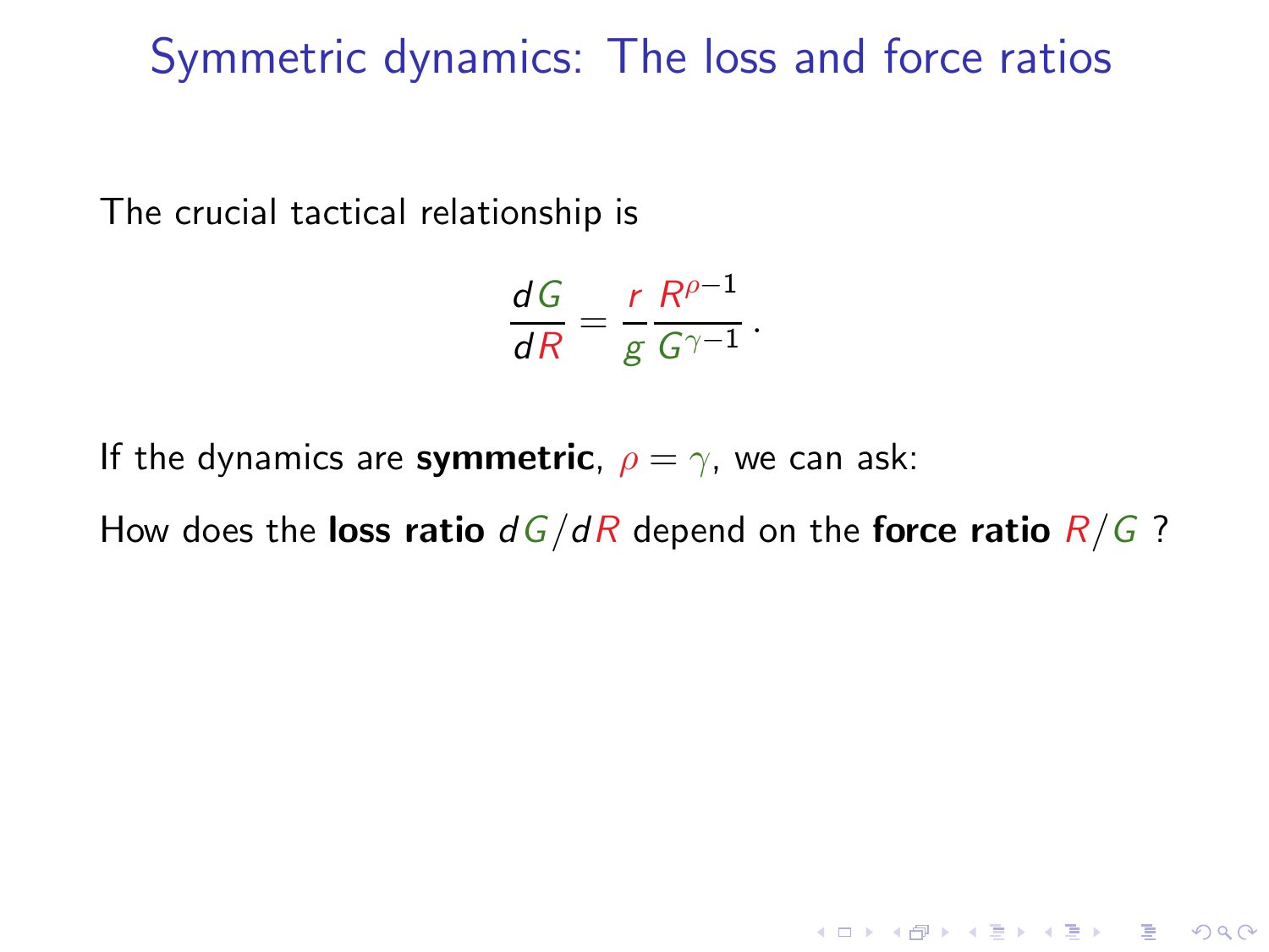# Symmetric dynamics: The loss and force ratios

The crucial tactical relationship is

$$\frac{dG}{dR} = \frac{r}{g}\frac{R^{\rho-1}}{G^{\gamma-1}}.$$

If the dynamics are **symmetric**, $\rho = \gamma$, we can ask:

How does the **loss ratio** $dG/dR$ depend on the **force ratio** $R/G$ ?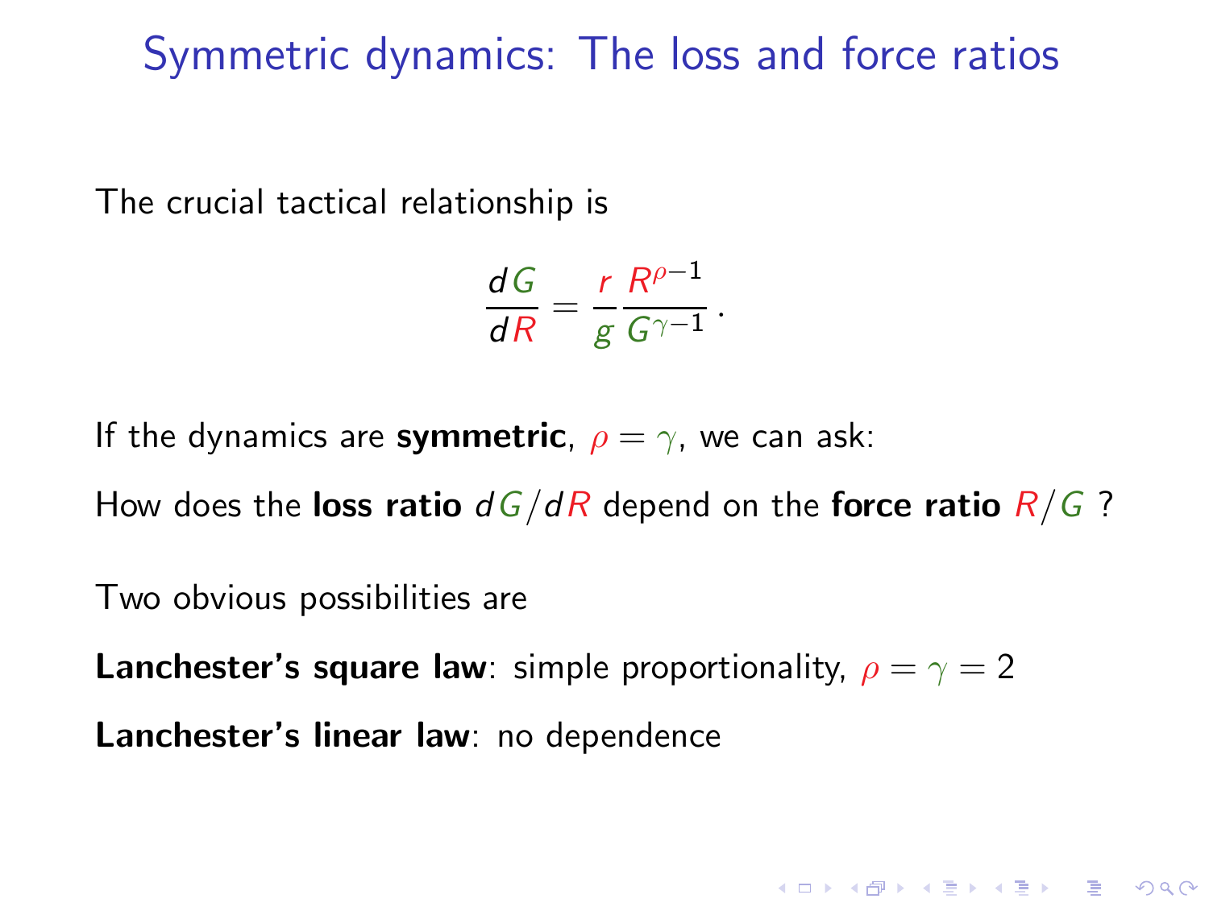# Symmetric dynamics: The loss and force ratios

The crucial tactical relationship is

$$\frac{dG}{dR} = \frac{r}{g}\frac{R^{\rho-1}}{G^{\gamma-1}}\,.$$

If the dynamics are **symmetric**, $\rho = \gamma$, we can ask:

How does the **loss ratio** $dG/dR$ depend on the **force ratio** $R/G$ ?

Two obvious possibilities are

**Lanchester's square law**: simple proportionality, $\rho = \gamma = 2$

**Lanchester's linear law**: no dependence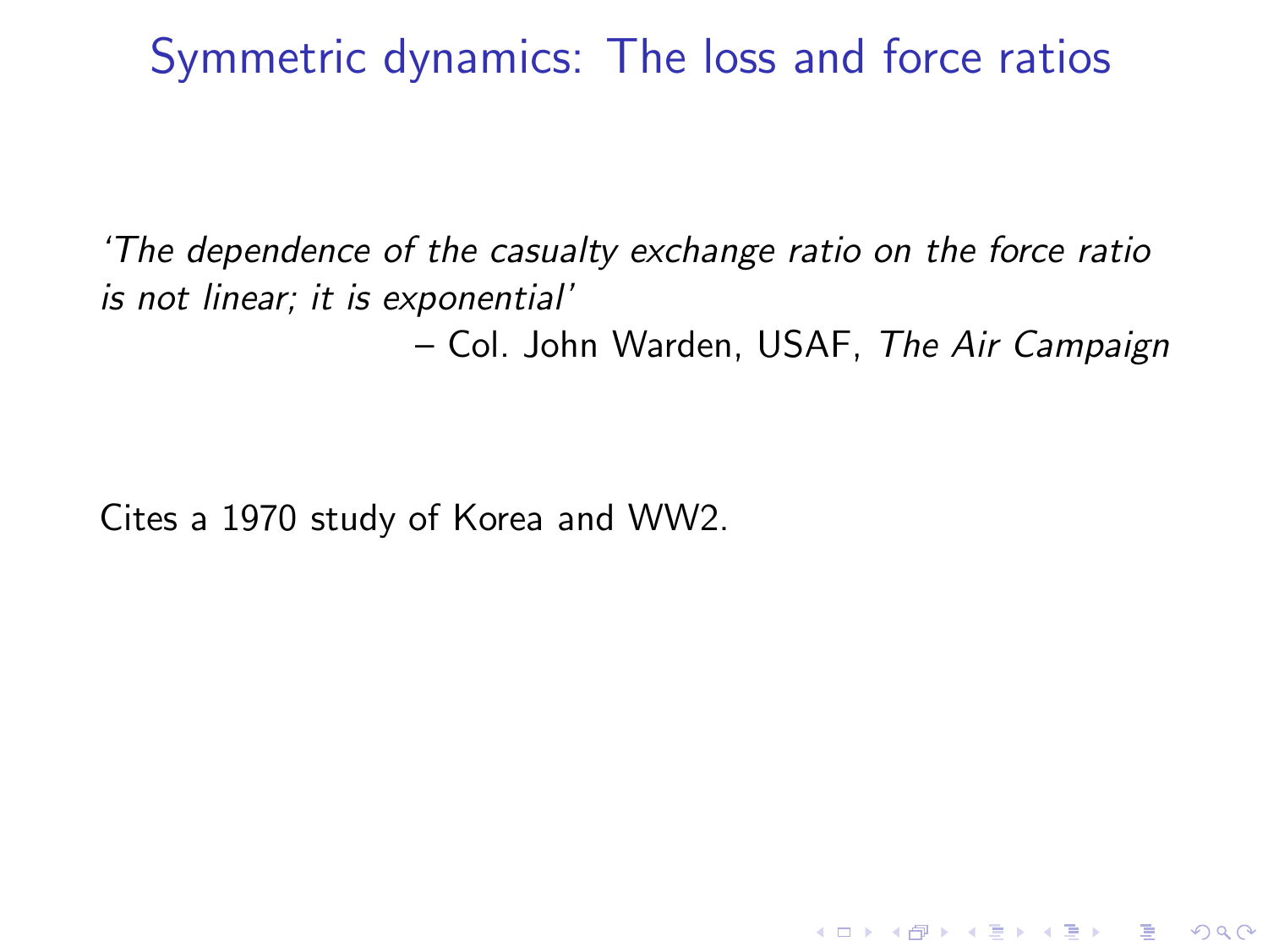# Symmetric dynamics: The loss and force ratios

*'The dependence of the casualty exchange ratio on the force ratio is not linear; it is exponential'*

– Col. John Warden, USAF, *The Air Campaign*

Cites a 1970 study of Korea and WW2.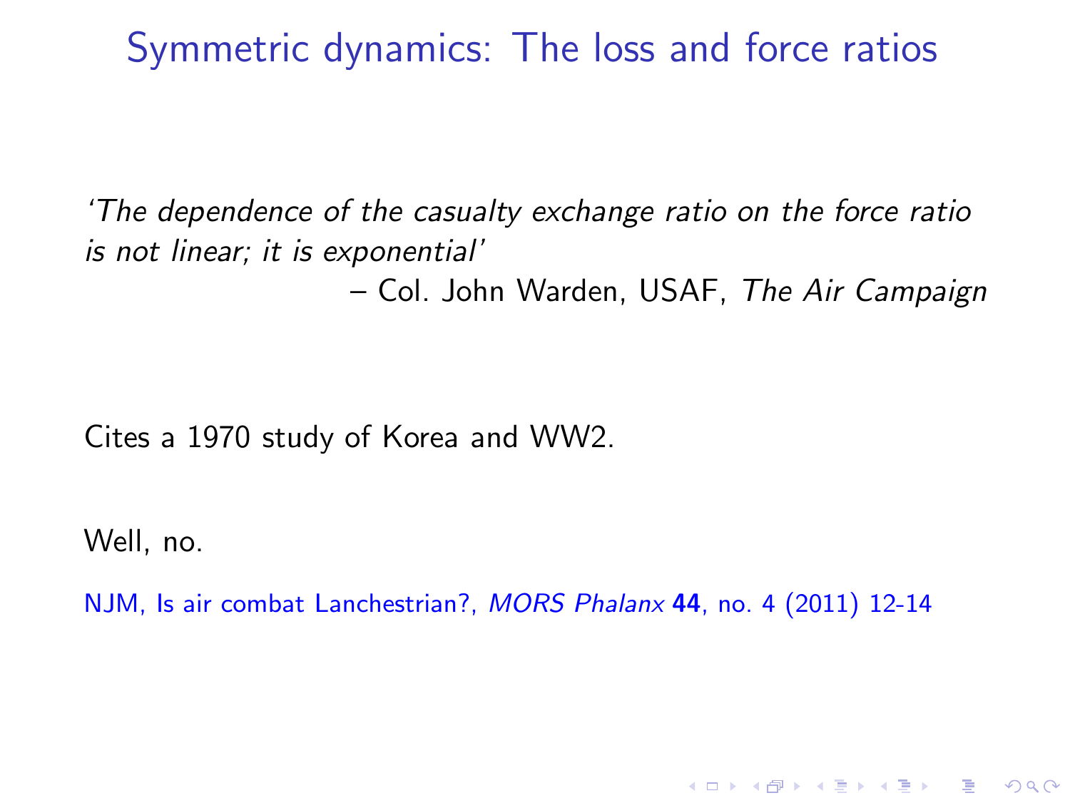# Symmetric dynamics: The loss and force ratios

*'The dependence of the casualty exchange ratio on the force ratio is not linear; it is exponential'*

– Col. John Warden, USAF, *The Air Campaign*

Cites a 1970 study of Korea and WW2.

Well, no.

NJM, Is air combat Lanchestrian?, *MORS Phalanx* **44**, no. 4 (2011) 12-14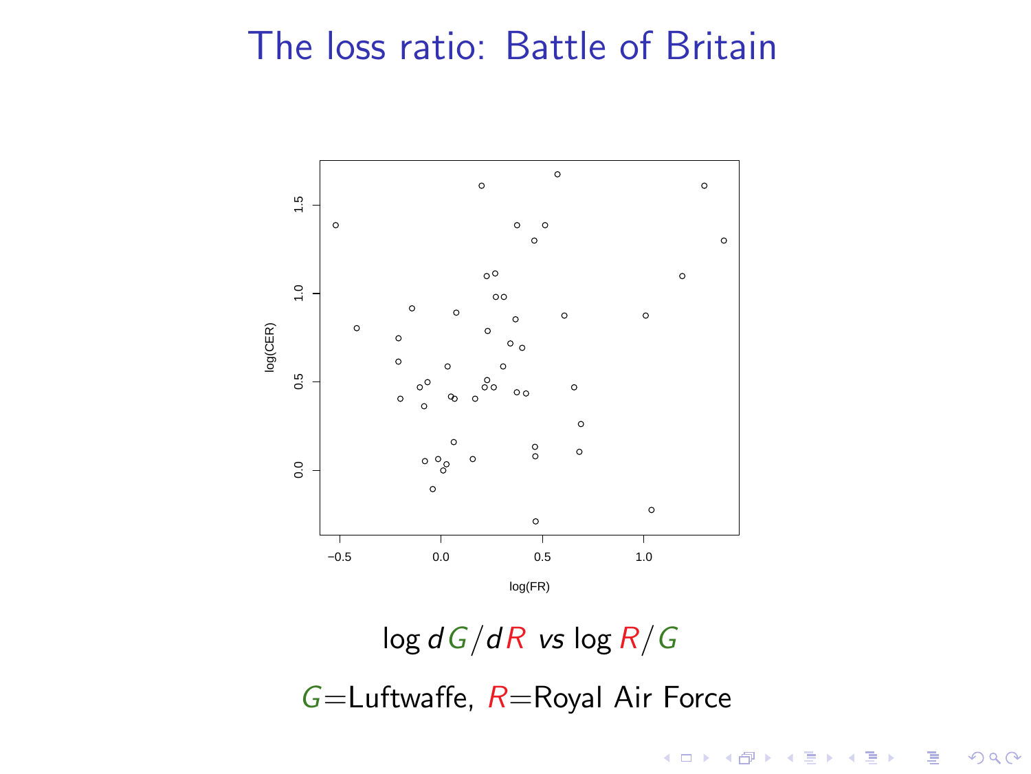# The loss ratio: Battle of Britain

$\log dG/dR$ *vs* $\log R/G$

$G$=Luftwaffe, $R$=Royal Air Force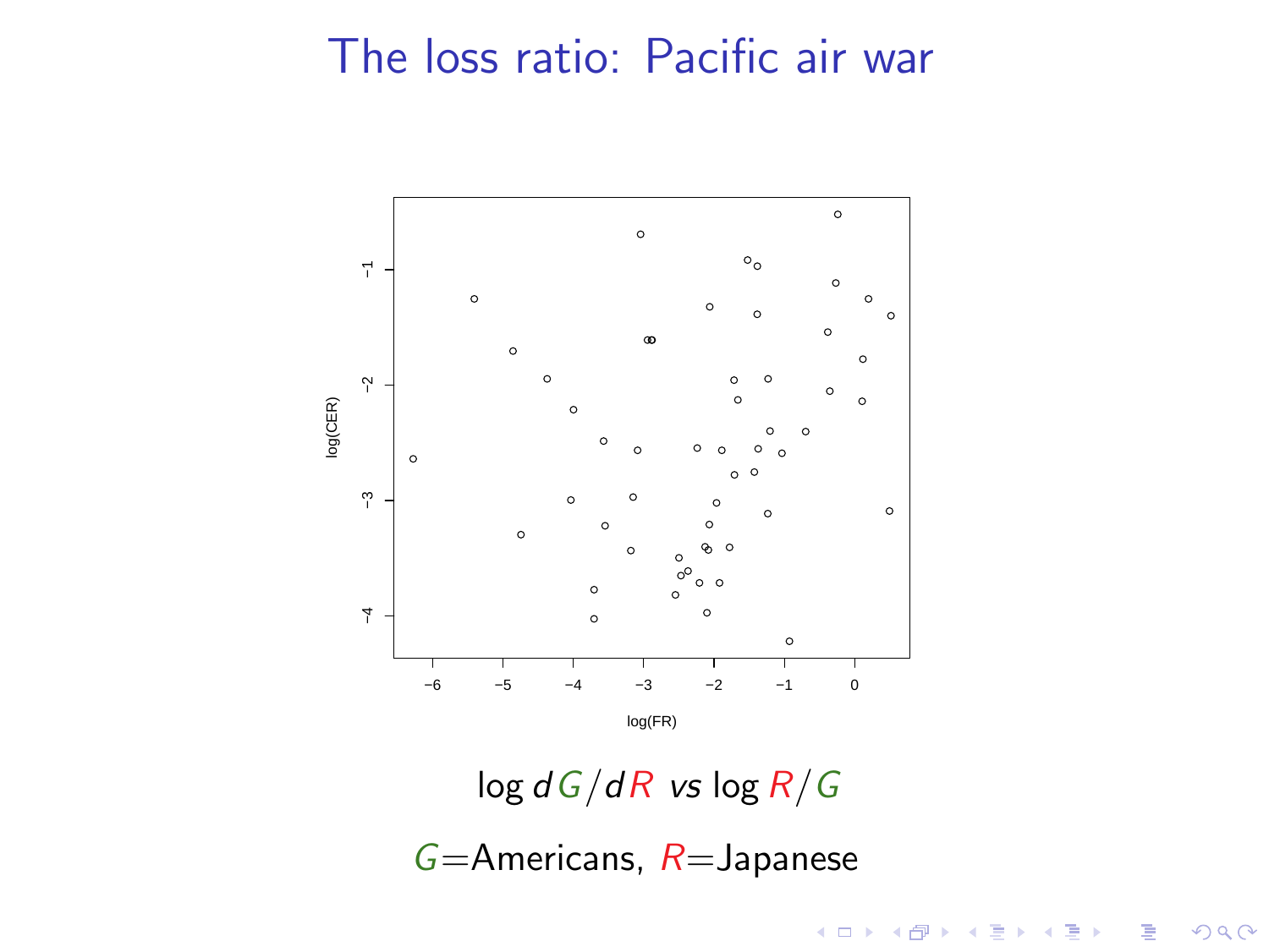# The loss ratio: Pacific air war

$\log dG/dR$ *vs* $\log R/G$

$G$=Americans, $R$=Japanese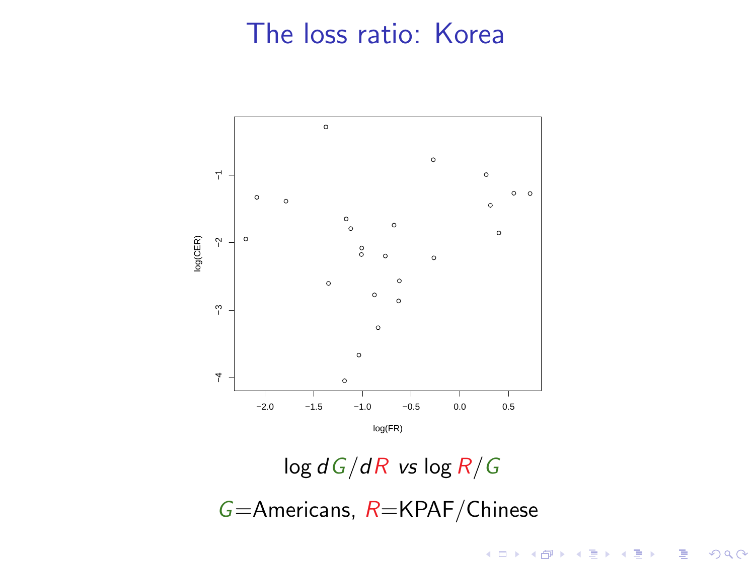# The loss ratio: Korea

$$\log dG/dR \ \ vs \log R/G$$

$G$=Americans, $R$=KPAF/Chinese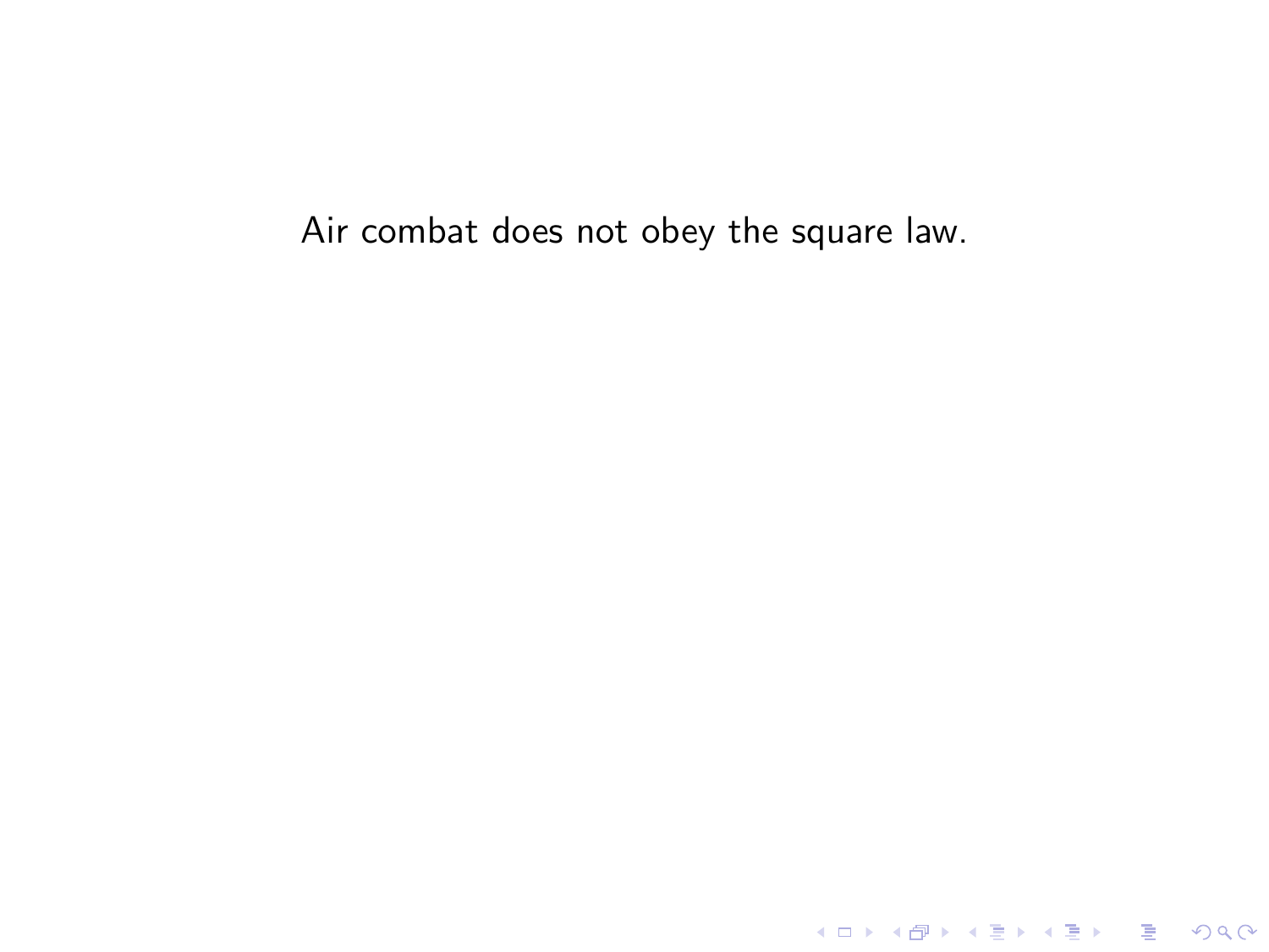Air combat does not obey the square law.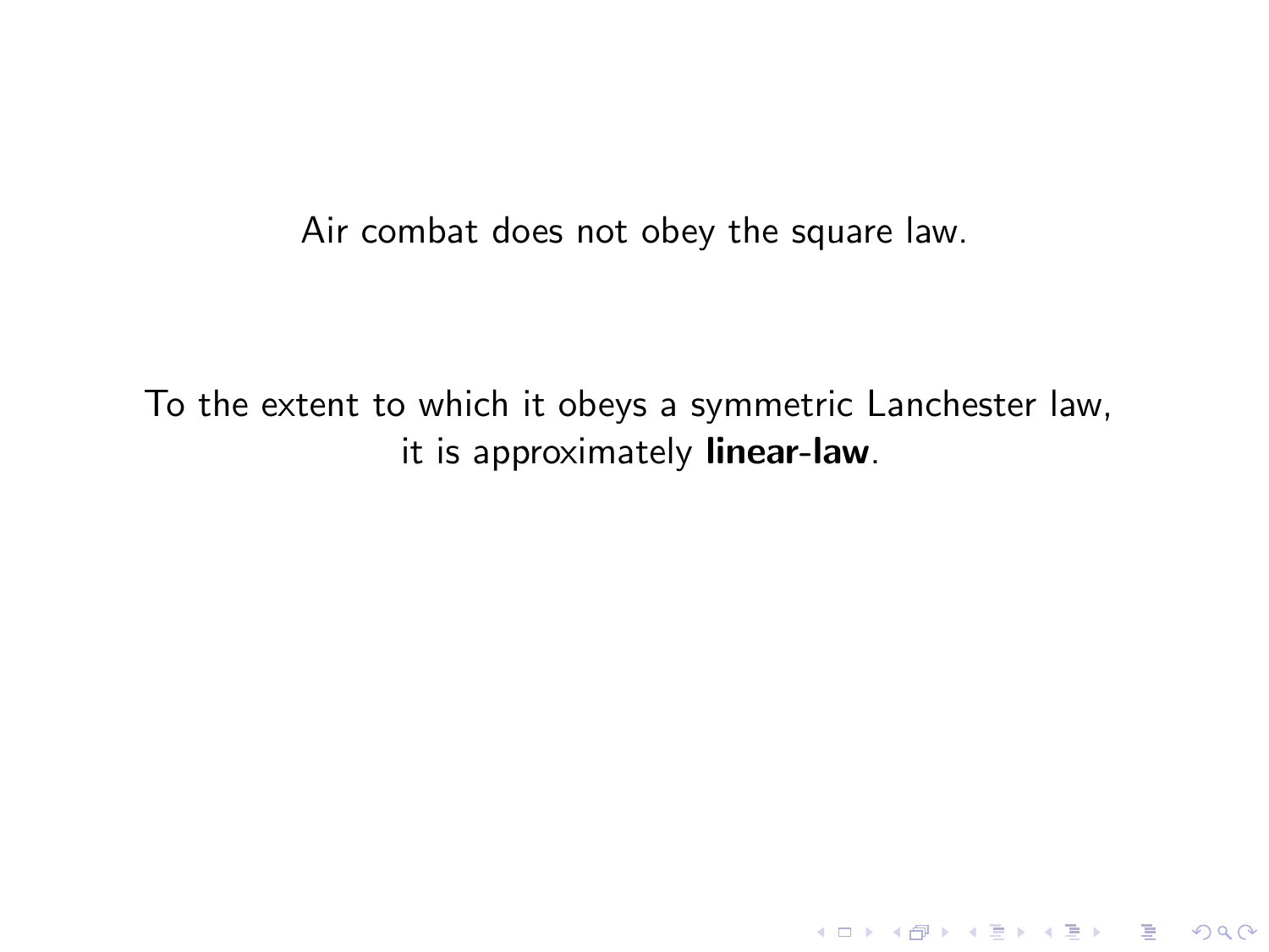Air combat does not obey the square law.

To the extent to which it obeys a symmetric Lanchester law, it is approximately **linear-law**.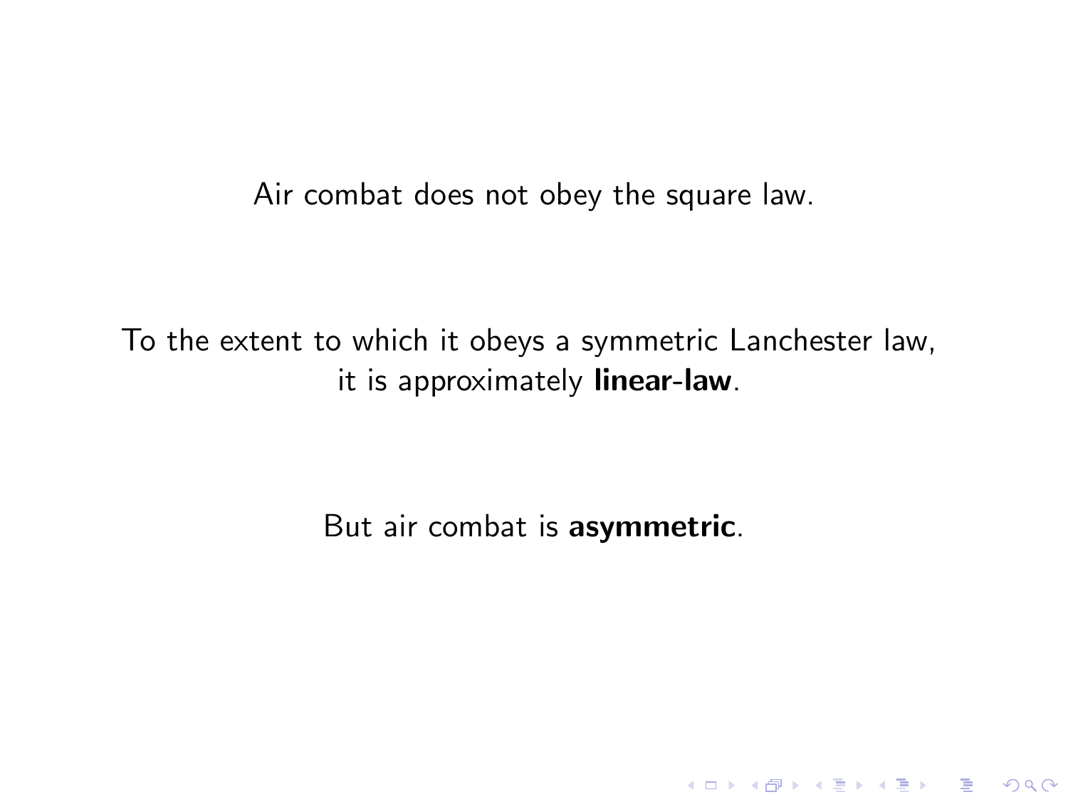Air combat does not obey the square law.

To the extent to which it obeys a symmetric Lanchester law, it is approximately **linear-law**.

But air combat is **asymmetric**.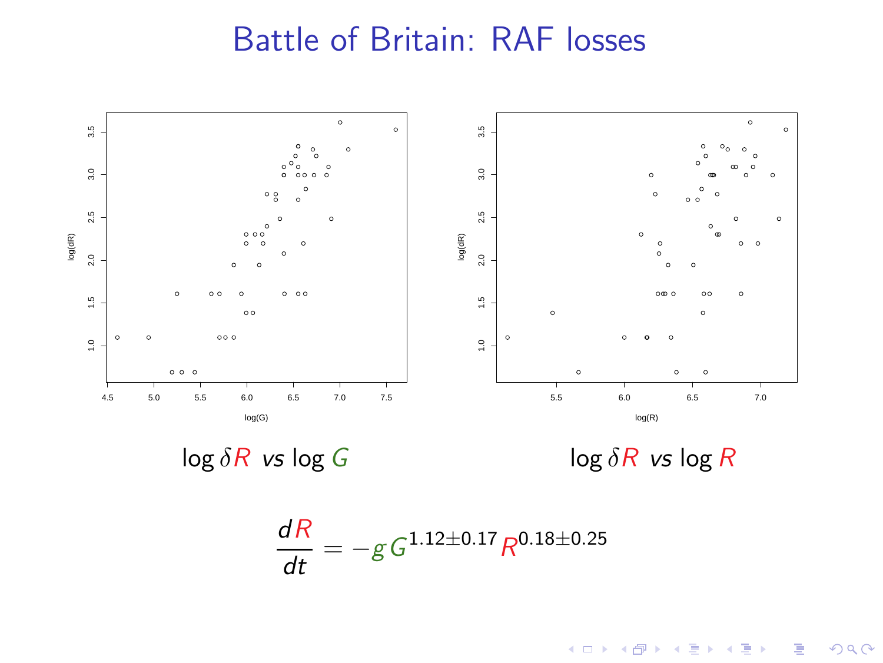# Battle of Britain: RAF losses

$\log \delta R$ *vs* $\log G$

$\log \delta R$ *vs* $\log R$

$$\frac{dR}{dt} = -g\, G^{1.12 \pm 0.17} R^{0.18 \pm 0.25}$$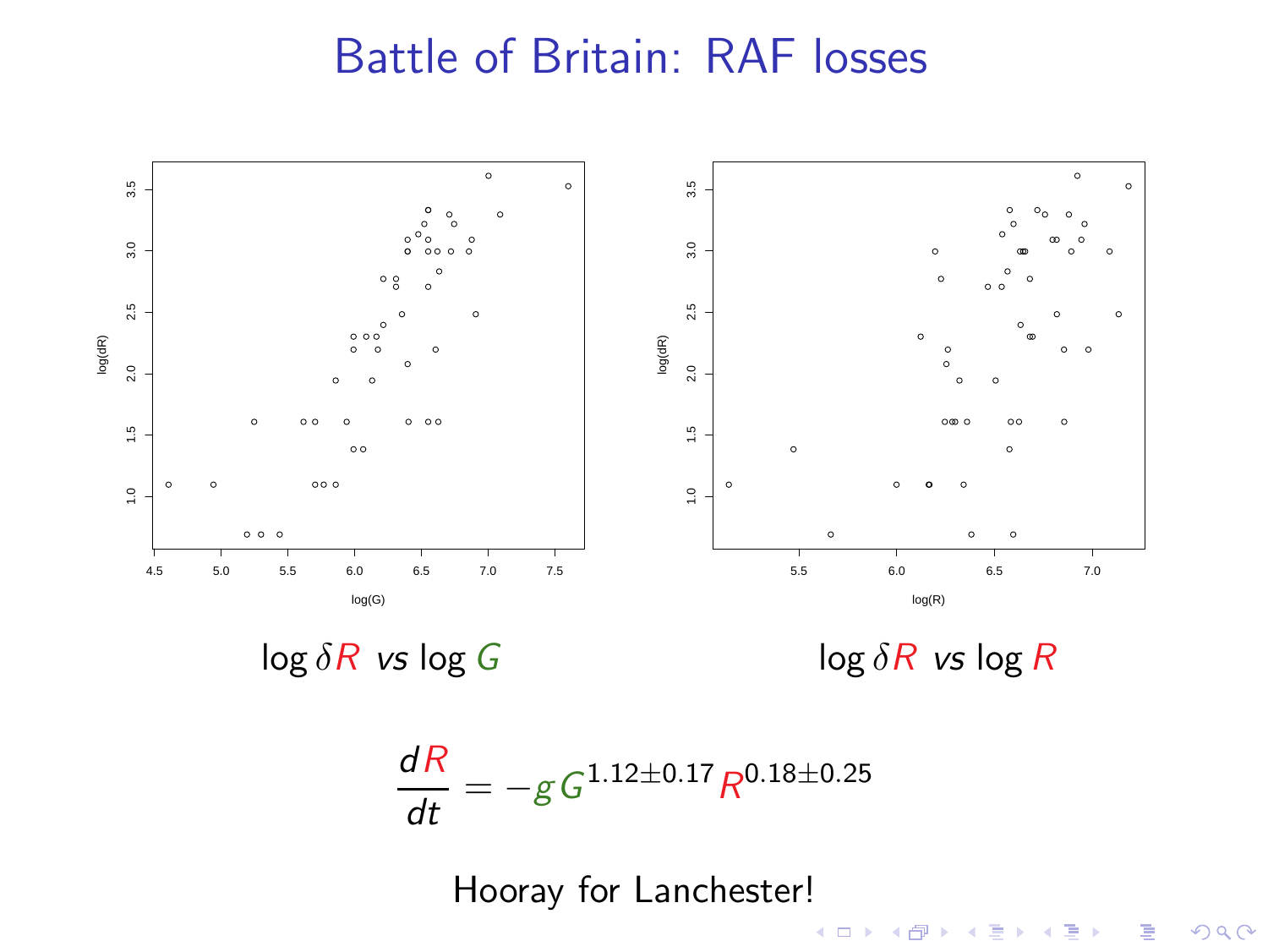# Battle of Britain: RAF losses

$\log \delta R$ *vs* $\log G$

$\log \delta R$ *vs* $\log R$

$$\frac{dR}{dt} = -g\,G^{1.12\pm0.17}\,R^{0.18\pm0.25}$$

Hooray for Lanchester!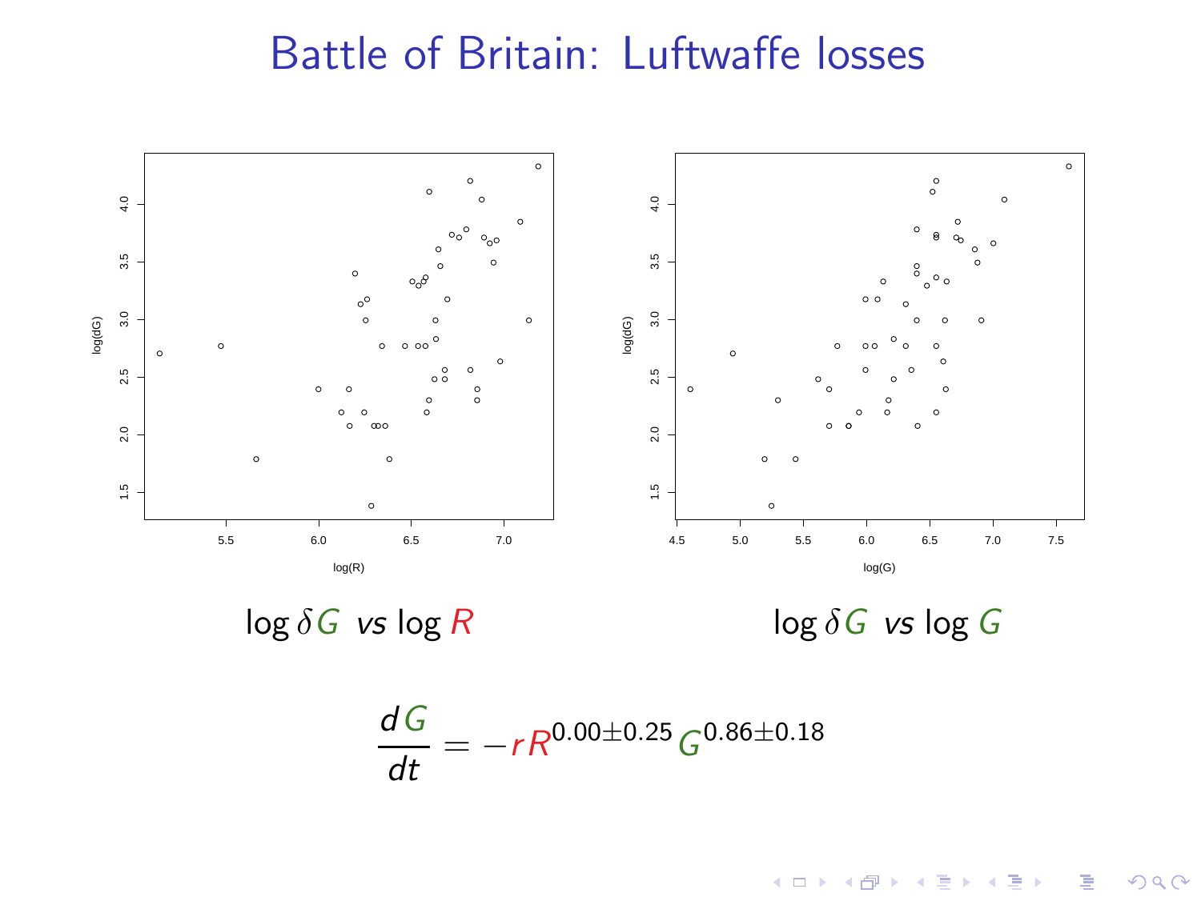# Battle of Britain: Luftwaffe losses

$\log \delta G$ *vs* $\log R$

$\log \delta G$ *vs* $\log G$

$$\frac{dG}{dt} = -r R^{0.00 \pm 0.25} G^{0.86 \pm 0.18}$$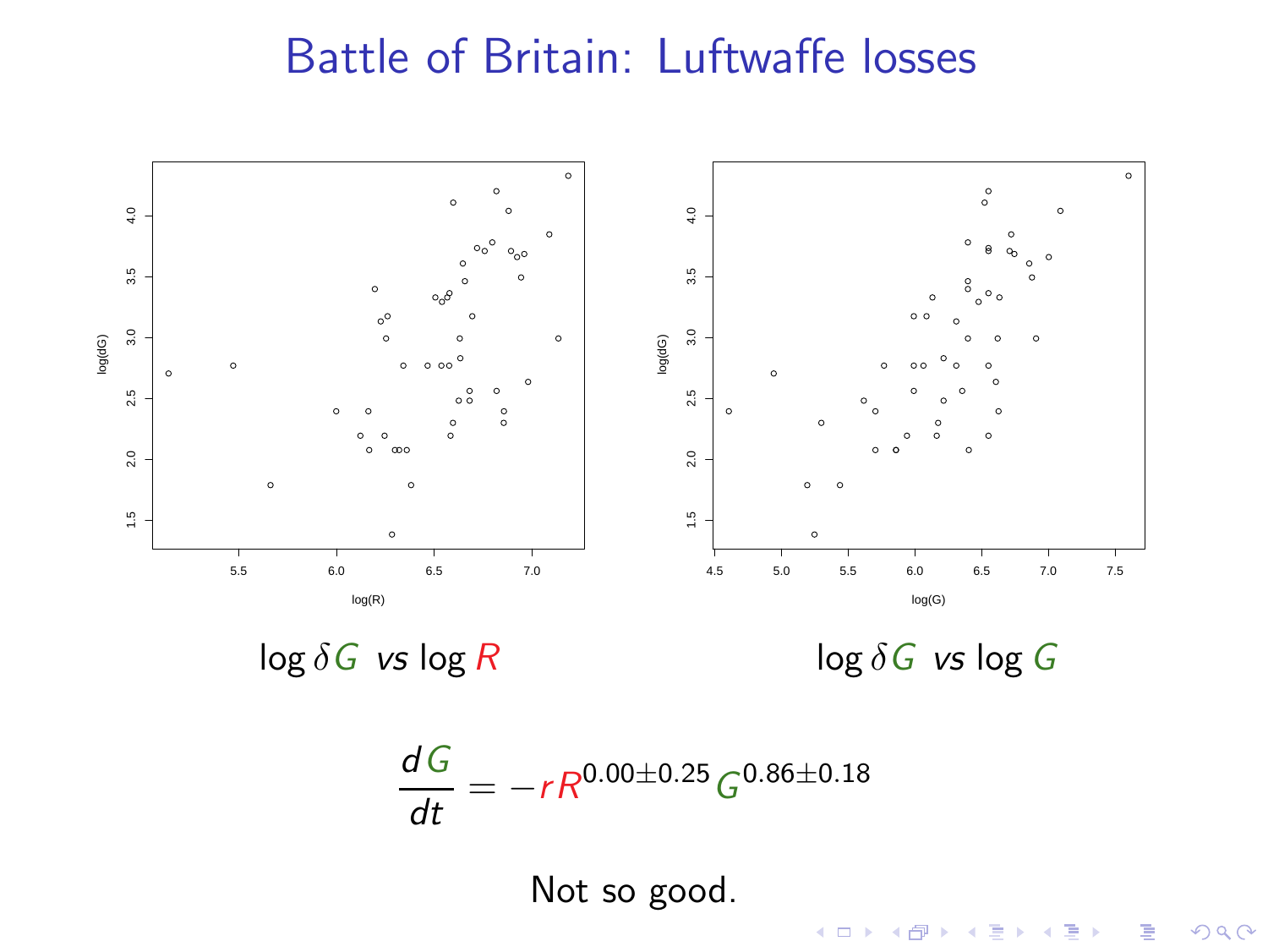# Battle of Britain: Luftwaffe losses

$\log \delta G$ *vs* $\log R$

$\log \delta G$ *vs* $\log G$

$$\frac{dG}{dt} = -r R^{0.00 \pm 0.25} G^{0.86 \pm 0.18}$$

Not so good.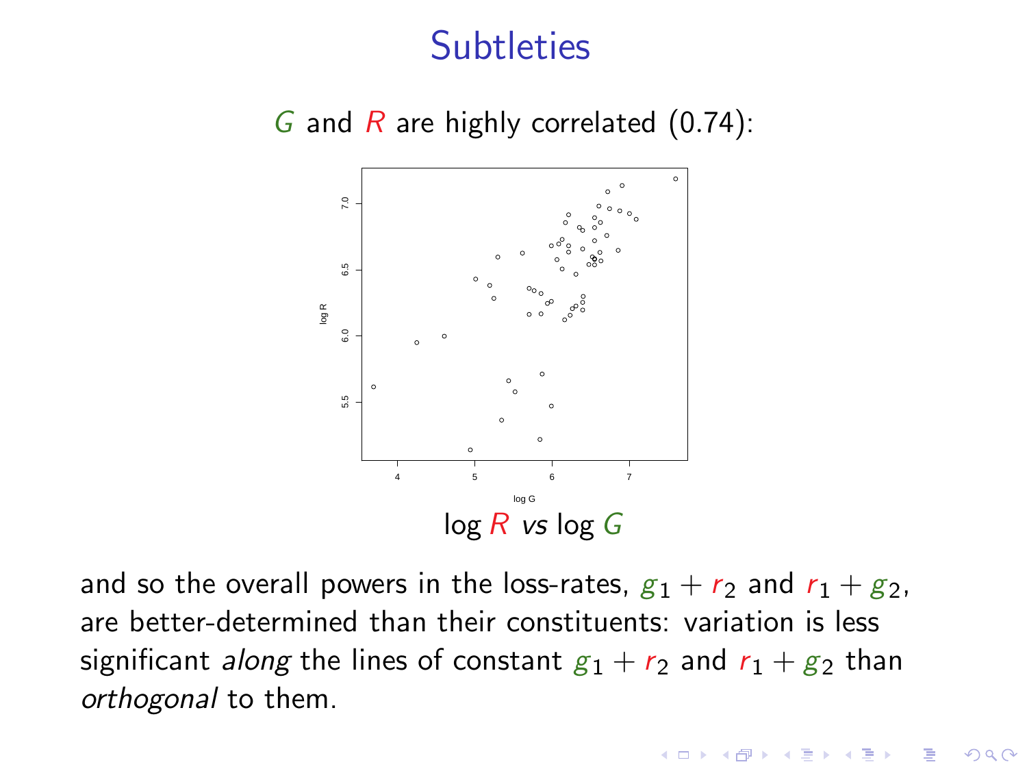# Subtleties

$G$ and $R$ are highly correlated (0.74):

log $R$ *vs* log $G$

and so the overall powers in the loss-rates, $g_1 + r_2$ and $r_1 + g_2$, are better-determined than their constituents: variation is less significant *along* the lines of constant $g_1 + r_2$ and $r_1 + g_2$ than *orthogonal* to them.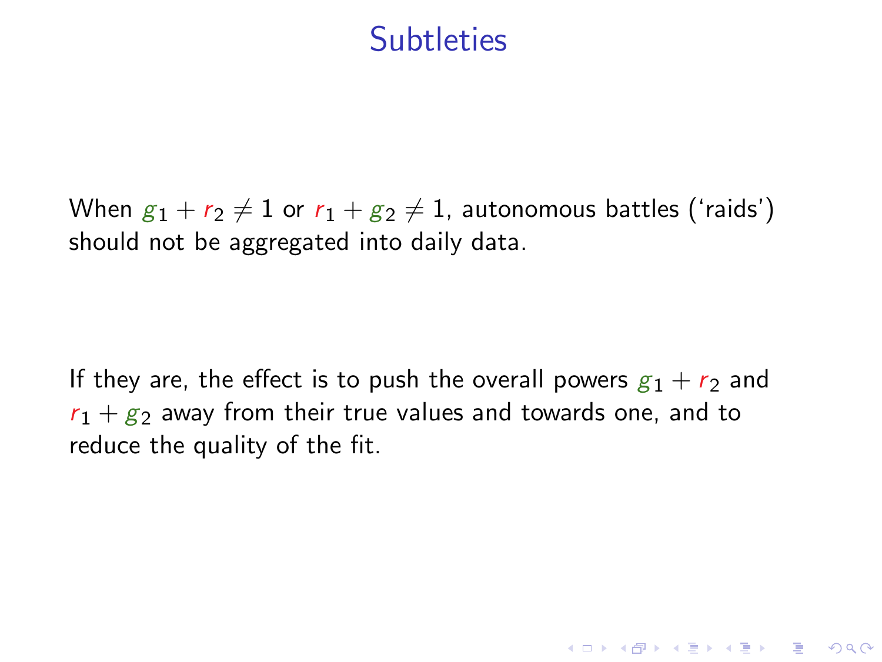# Subtleties

When $g_1 + r_2 \neq 1$ or $r_1 + g_2 \neq 1$, autonomous battles ('raids') should not be aggregated into daily data.

If they are, the effect is to push the overall powers $g_1 + r_2$ and $r_1 + g_2$ away from their true values and towards one, and to reduce the quality of the fit.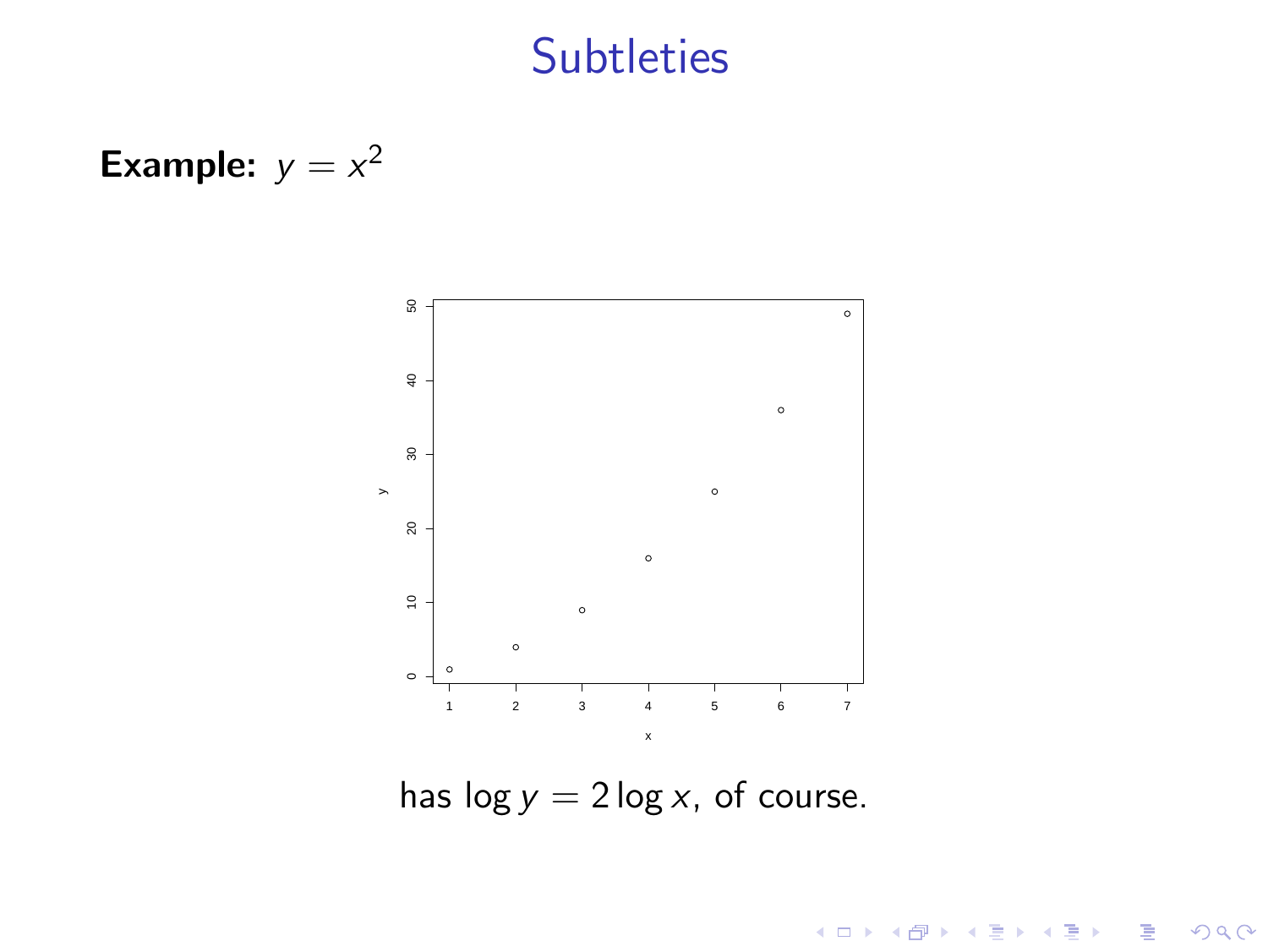# Subtleties

**Example:** $y = x^2$

has $\log y = 2 \log x$, of course.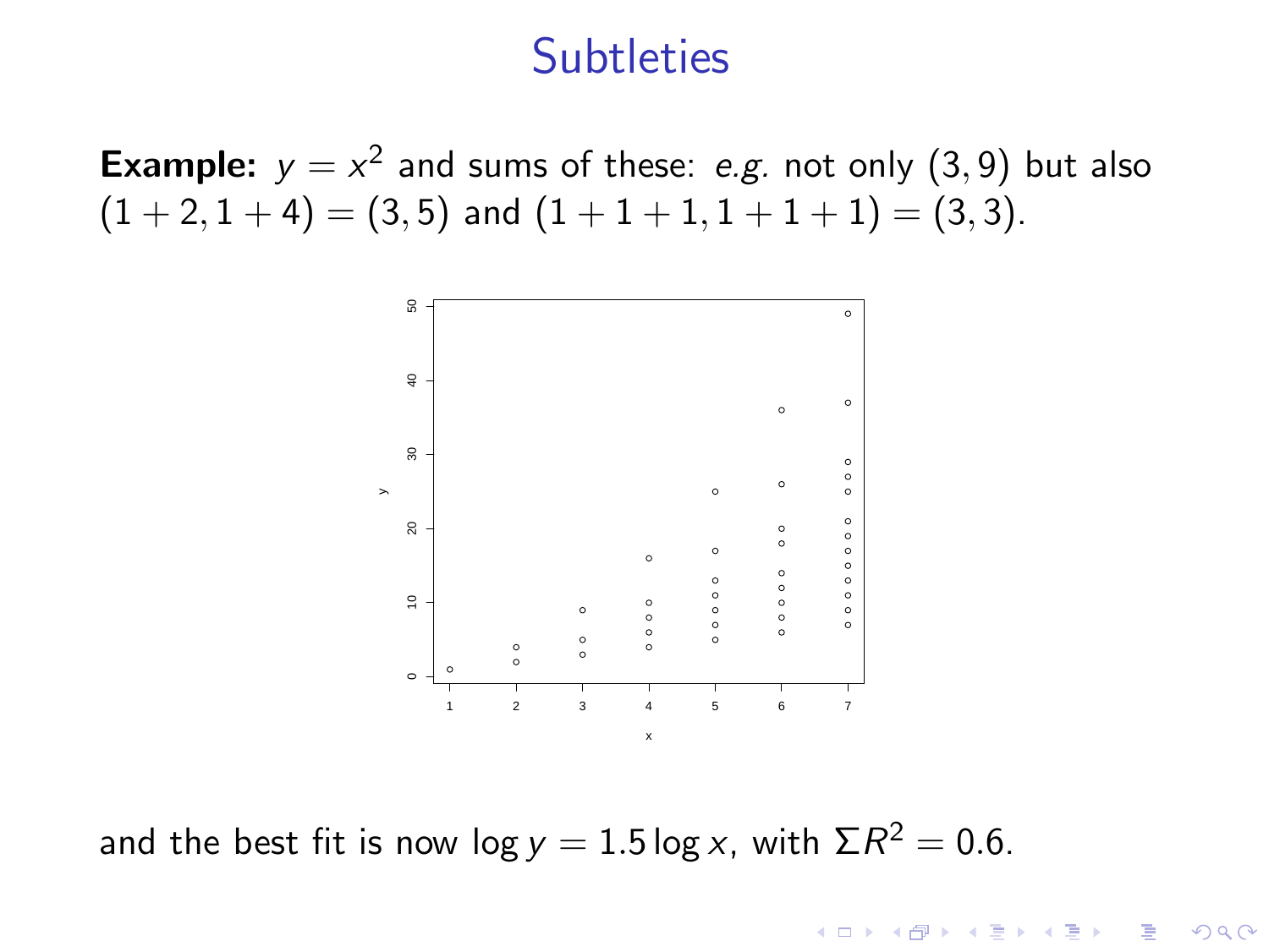# Subtleties

**Example:** $y = x^2$ and sums of these: *e.g.* not only $(3, 9)$ but also $(1 + 2, 1 + 4) = (3, 5)$ and $(1 + 1 + 1, 1 + 1 + 1) = (3, 3)$.

and the best fit is now $\log y = 1.5 \log x$, with $\Sigma R^2 = 0.6$.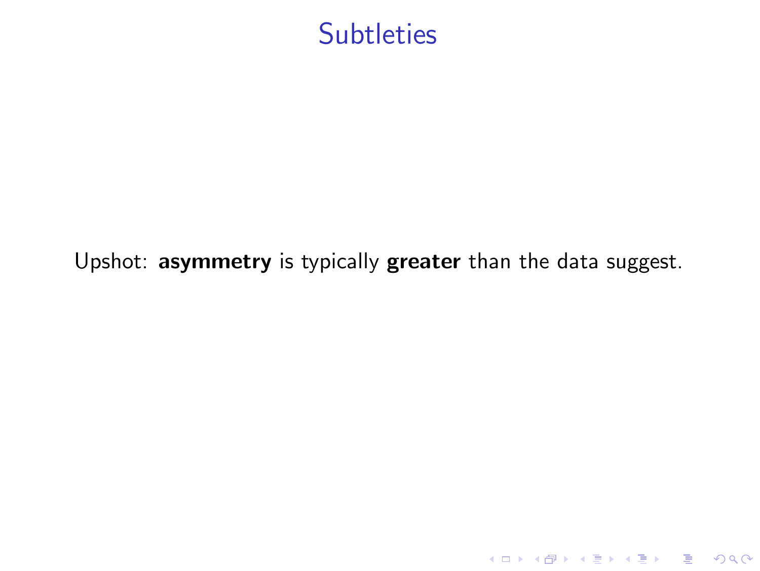# Subtleties

Upshot: **asymmetry** is typically **greater** than the data suggest.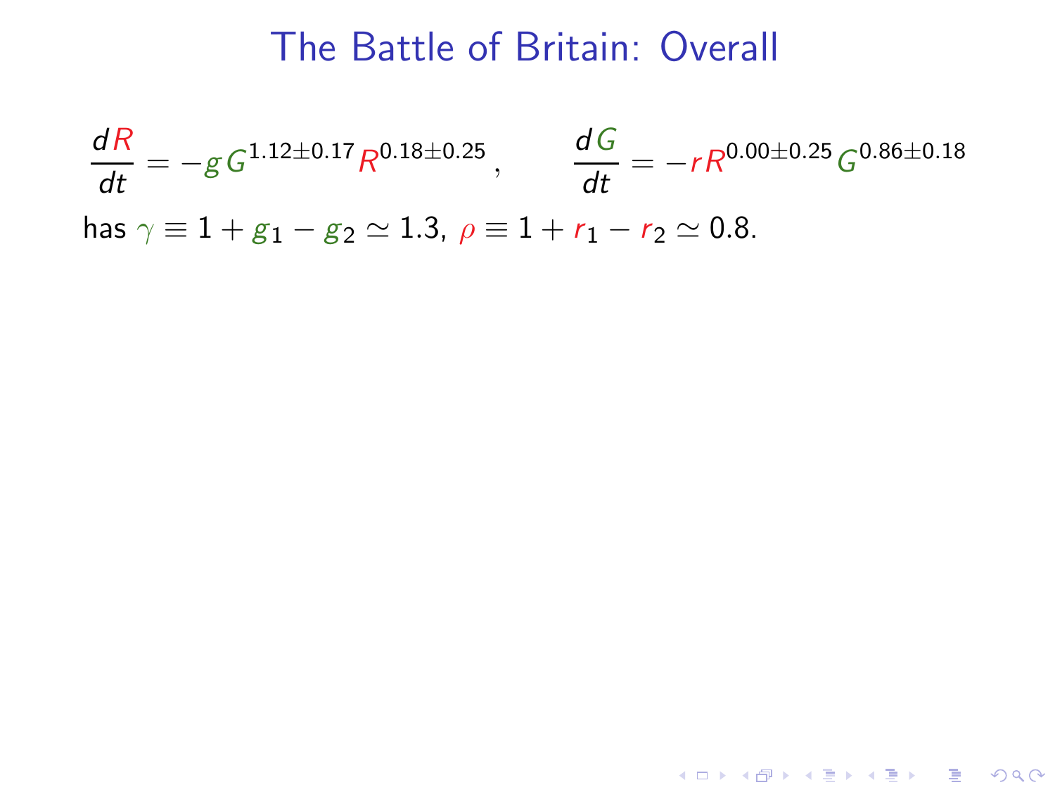# The Battle of Britain: Overall

$$\frac{dR}{dt} = -g\, G^{1.12\pm0.17} R^{0.18\pm0.25}\,, \qquad \frac{dG}{dt} = -r\, R^{0.00\pm0.25} G^{0.86\pm0.18}$$

has $\gamma \equiv 1 + g_1 - g_2 \simeq 1.3$, $\rho \equiv 1 + r_1 - r_2 \simeq 0.8$.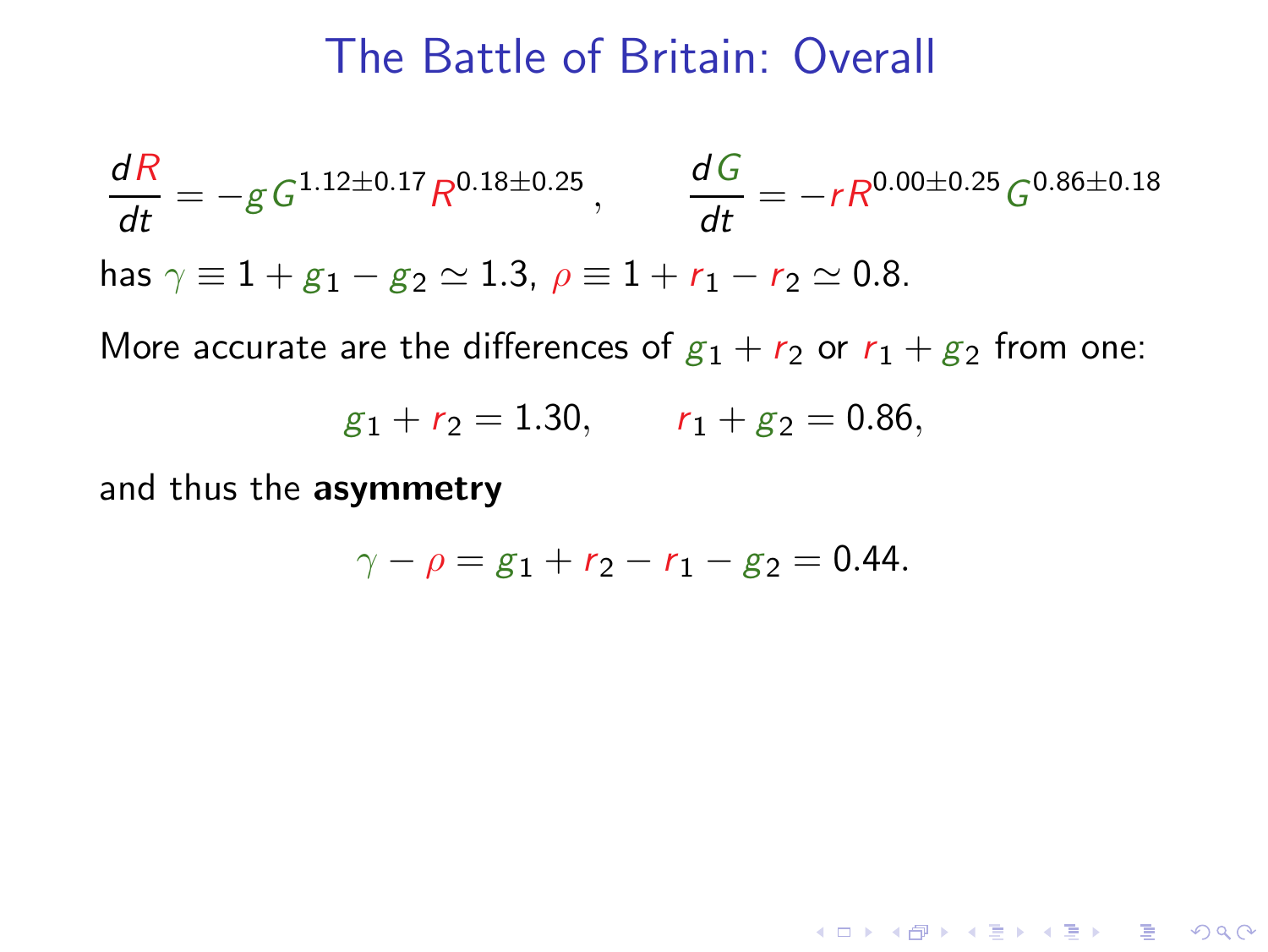# The Battle of Britain: Overall

$$\frac{dR}{dt} = -g\,G^{1.12\pm0.17}R^{0.18\pm0.25}\,, \qquad \frac{dG}{dt} = -r\,R^{0.00\pm0.25}G^{0.86\pm0.18}$$

has $\gamma \equiv 1 + g_1 - g_2 \simeq 1.3$, $\rho \equiv 1 + r_1 - r_2 \simeq 0.8$.

More accurate are the differences of $g_1 + r_2$ or $r_1 + g_2$ from one:

$$g_1 + r_2 = 1.30, \qquad r_1 + g_2 = 0.86,$$

and thus the **asymmetry**

$$\gamma - \rho = g_1 + r_2 - r_1 - g_2 = 0.44.$$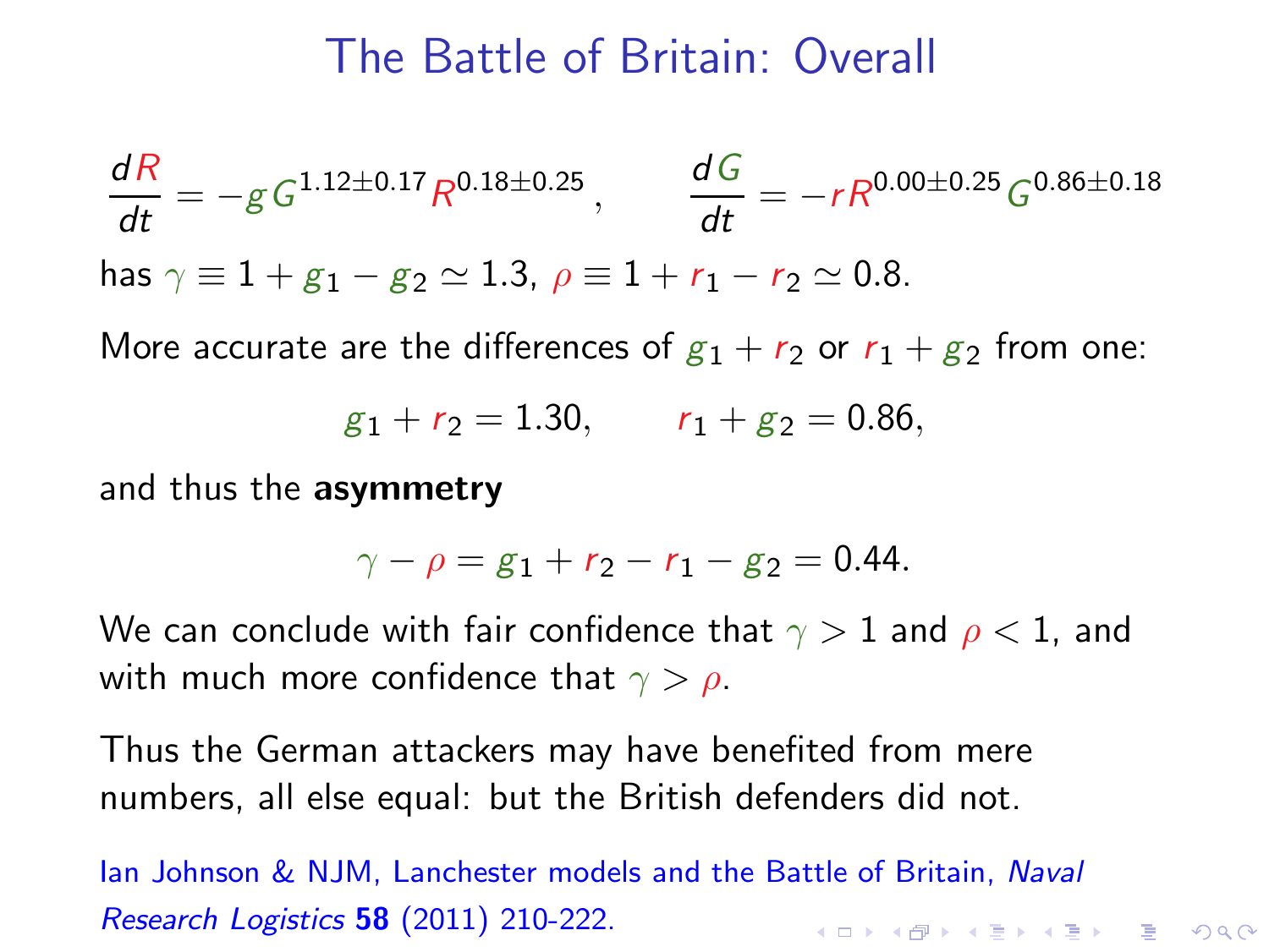# The Battle of Britain: Overall

$$\frac{dR}{dt} = -g\,G^{1.12\pm0.17}R^{0.18\pm0.25}, \qquad \frac{dG}{dt} = -r\,R^{0.00\pm0.25}G^{0.86\pm0.18}$$

has $\gamma \equiv 1 + g_1 - g_2 \simeq 1.3$, $\rho \equiv 1 + r_1 - r_2 \simeq 0.8$.

More accurate are the differences of $g_1 + r_2$ or $r_1 + g_2$ from one:

$$g_1 + r_2 = 1.30, \qquad r_1 + g_2 = 0.86,$$

and thus the **asymmetry**

$$\gamma - \rho = g_1 + r_2 - r_1 - g_2 = 0.44.$$

We can conclude with fair confidence that $\gamma > 1$ and $\rho < 1$, and with much more confidence that $\gamma > \rho$.

Thus the German attackers may have benefited from mere numbers, all else equal: but the British defenders did not.

Ian Johnson & NJM, Lanchester models and the Battle of Britain, *Naval Research Logistics* **58** (2011) 210-222.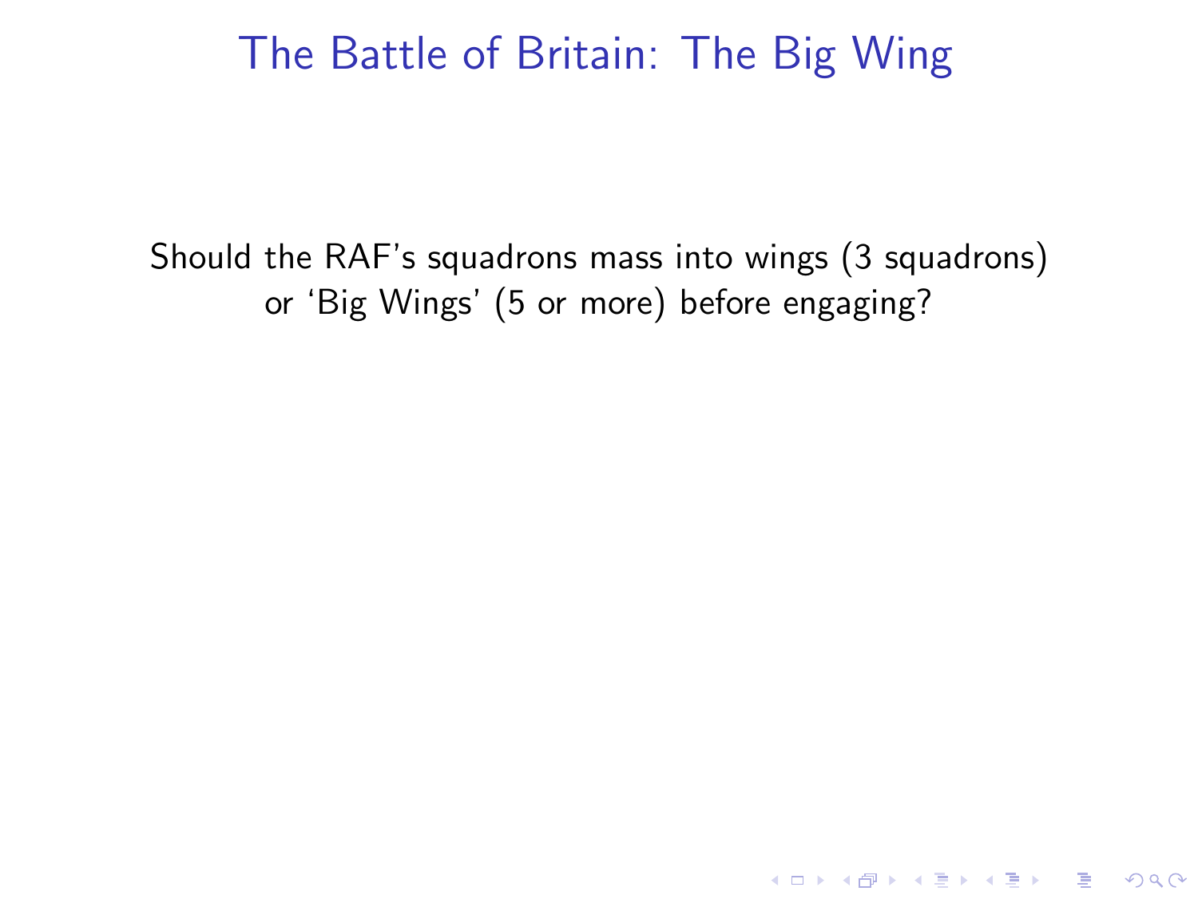# The Battle of Britain: The Big Wing

Should the RAF's squadrons mass into wings (3 squadrons) or 'Big Wings' (5 or more) before engaging?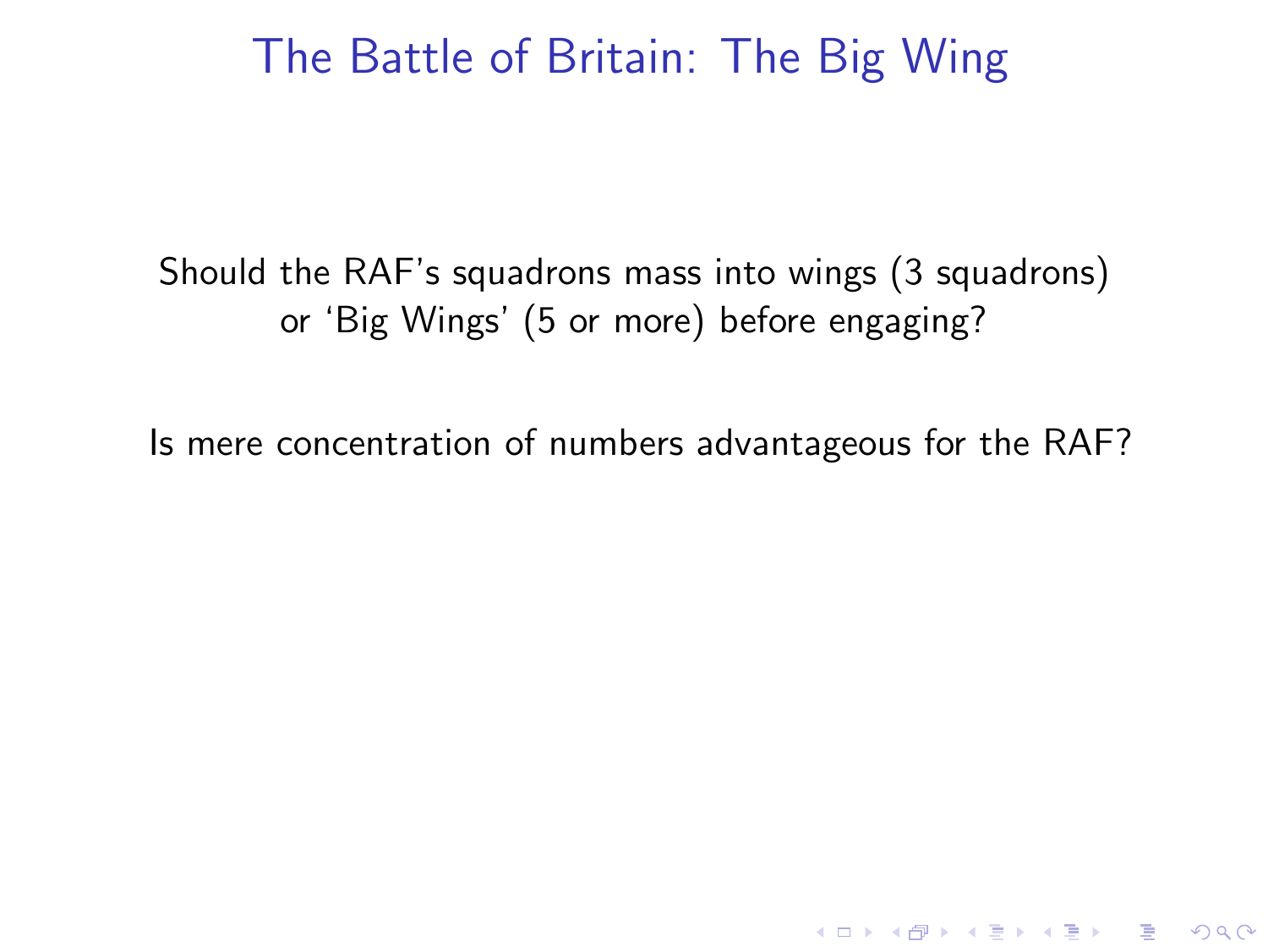# The Battle of Britain: The Big Wing

Should the RAF's squadrons mass into wings (3 squadrons) or 'Big Wings' (5 or more) before engaging?

Is mere concentration of numbers advantageous for the RAF?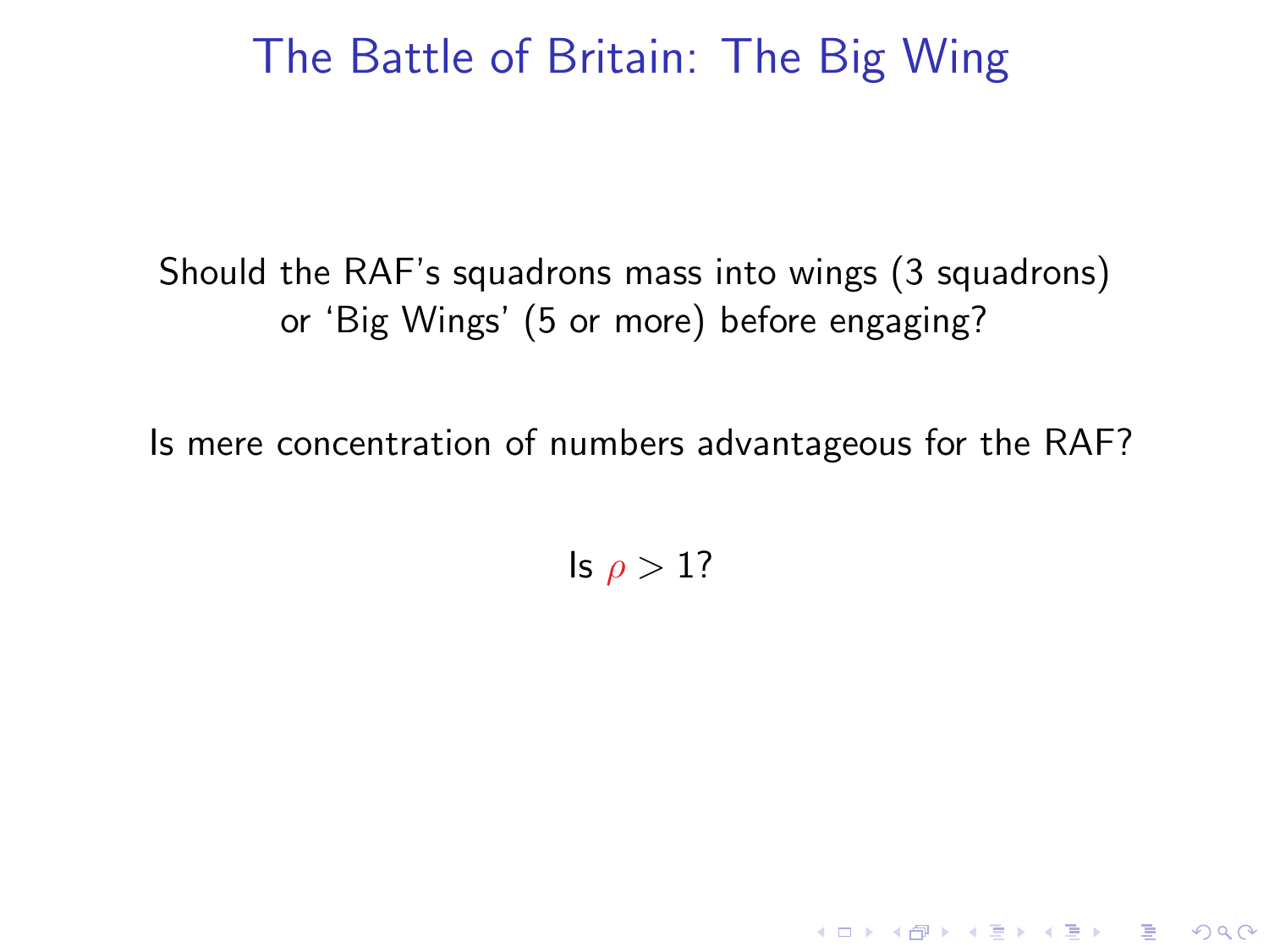# The Battle of Britain: The Big Wing

Should the RAF's squadrons mass into wings (3 squadrons) or 'Big Wings' (5 or more) before engaging?

Is mere concentration of numbers advantageous for the RAF?

Is $\rho > 1$?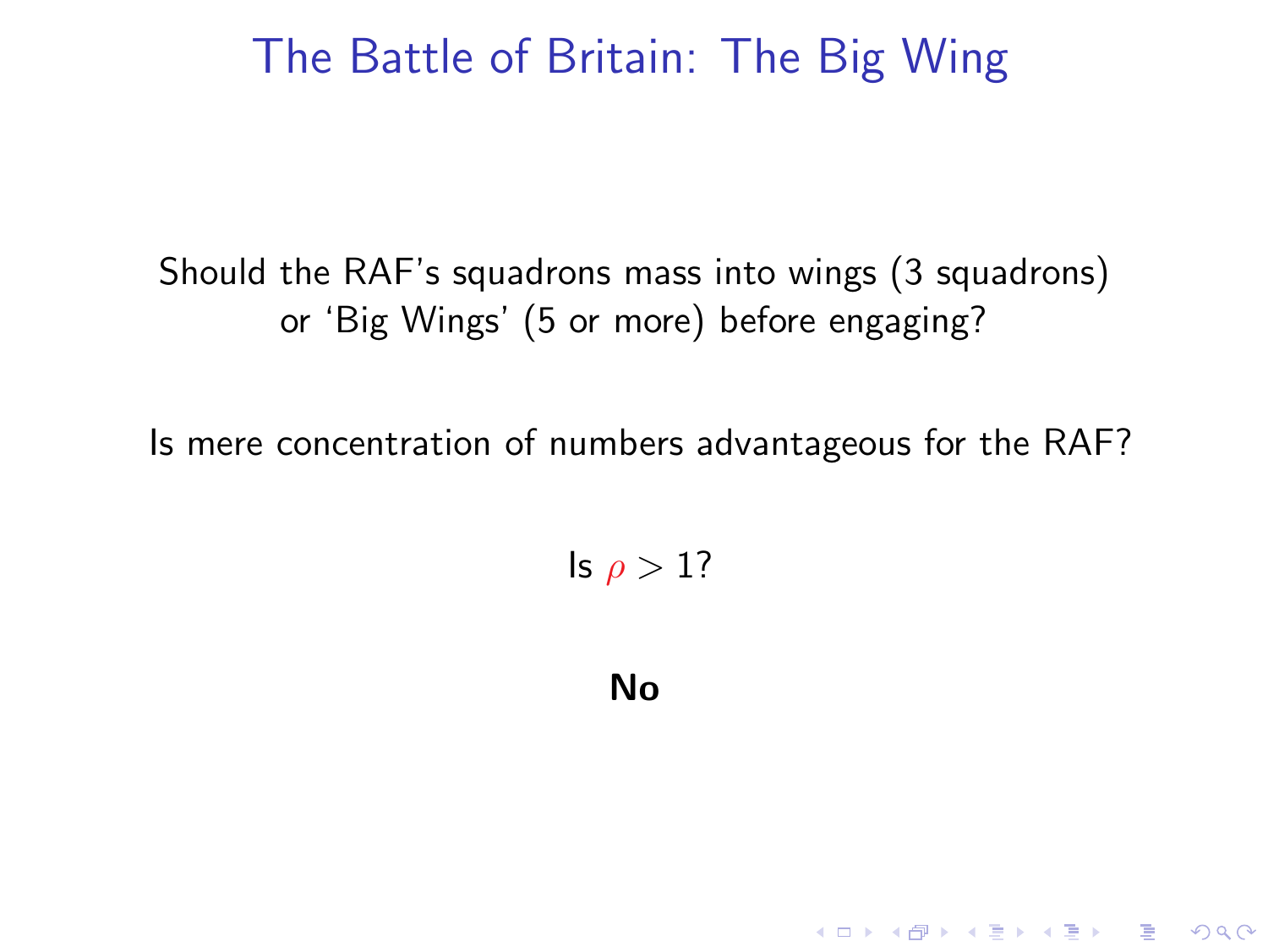# The Battle of Britain: The Big Wing

Should the RAF's squadrons mass into wings (3 squadrons) or 'Big Wings' (5 or more) before engaging?

Is mere concentration of numbers advantageous for the RAF?

Is $\rho > 1$?

**No**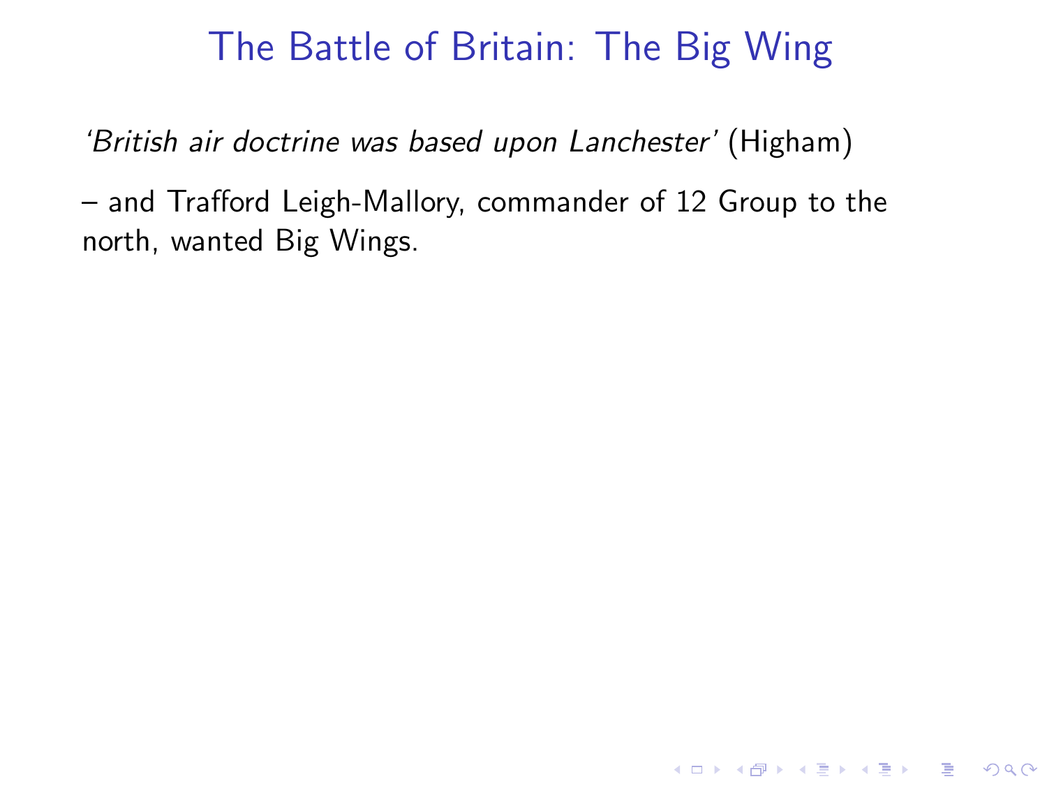# The Battle of Britain: The Big Wing

*'British air doctrine was based upon Lanchester'* (Higham)

– and Trafford Leigh-Mallory, commander of 12 Group to the north, wanted Big Wings.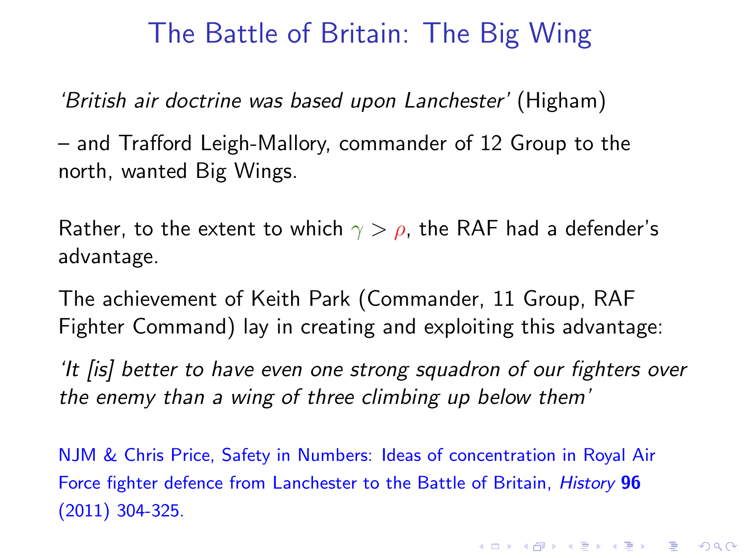# The Battle of Britain: The Big Wing

*'British air doctrine was based upon Lanchester'* (Higham)

– and Trafford Leigh-Mallory, commander of 12 Group to the north, wanted Big Wings.

Rather, to the extent to which $\gamma > \rho$, the RAF had a defender's advantage.

The achievement of Keith Park (Commander, 11 Group, RAF Fighter Command) lay in creating and exploiting this advantage:

*'It [is] better to have even one strong squadron of our fighters over the enemy than a wing of three climbing up below them'*

NJM & Chris Price, Safety in Numbers: Ideas of concentration in Royal Air Force fighter defence from Lanchester to the Battle of Britain, *History* **96** (2011) 304-325.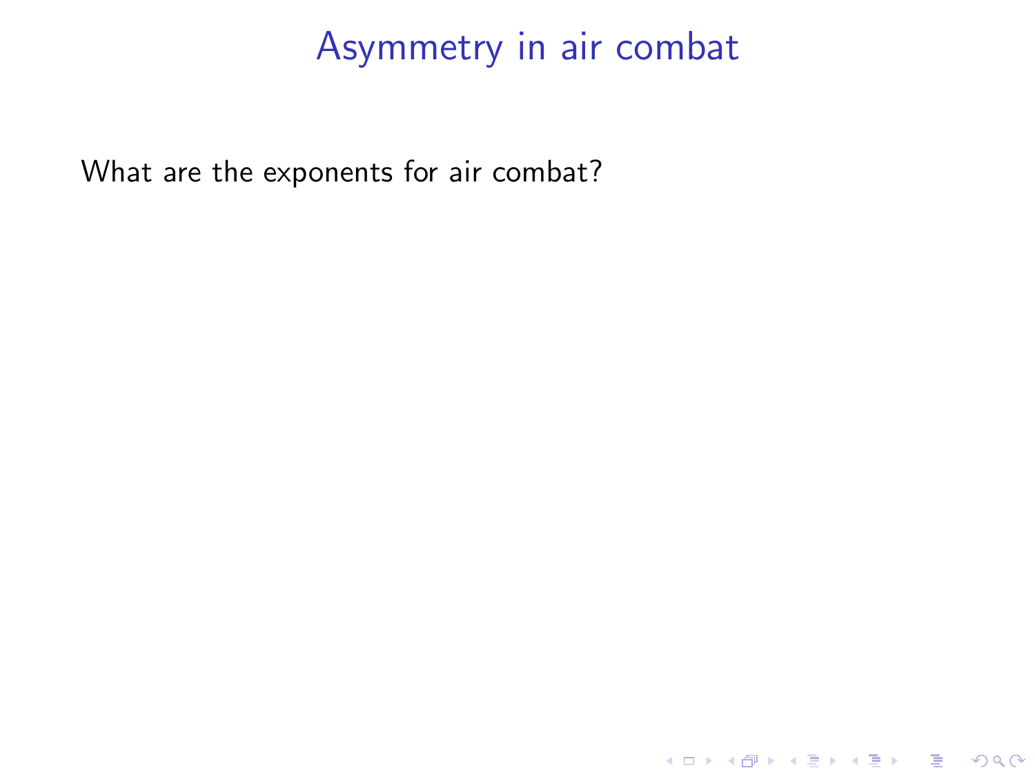# Asymmetry in air combat

What are the exponents for air combat?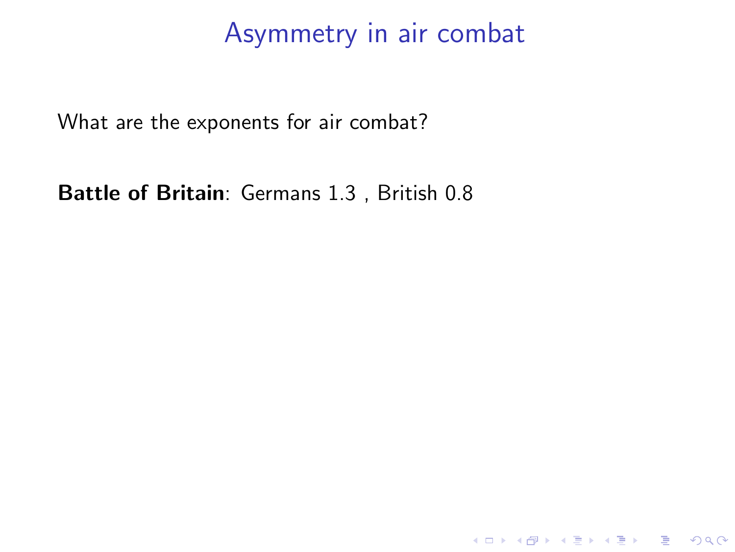# Asymmetry in air combat

What are the exponents for air combat?

**Battle of Britain**: Germans 1.3 , British 0.8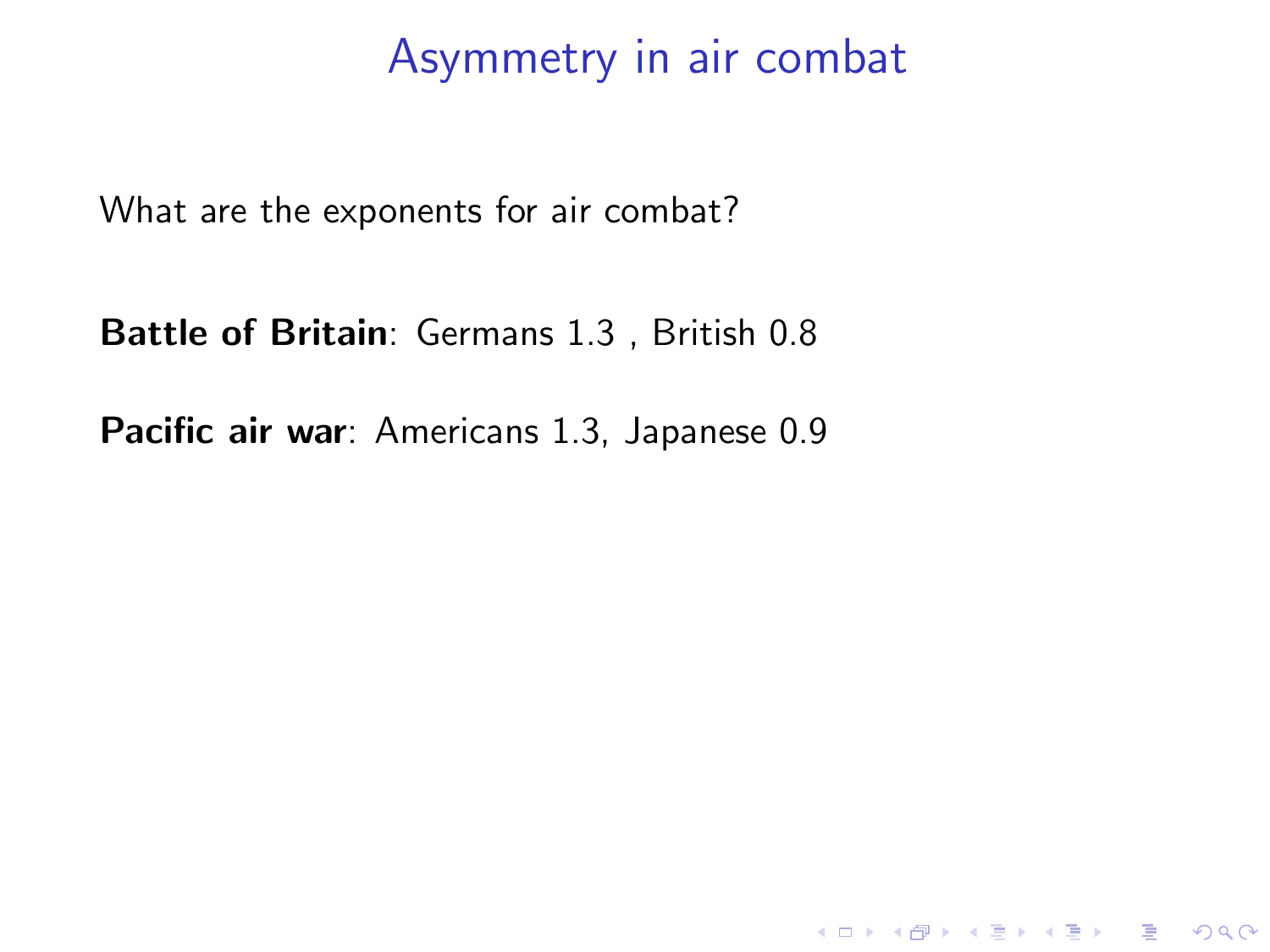# Asymmetry in air combat

What are the exponents for air combat?

**Battle of Britain**: Germans 1.3 , British 0.8

**Pacific air war**: Americans 1.3, Japanese 0.9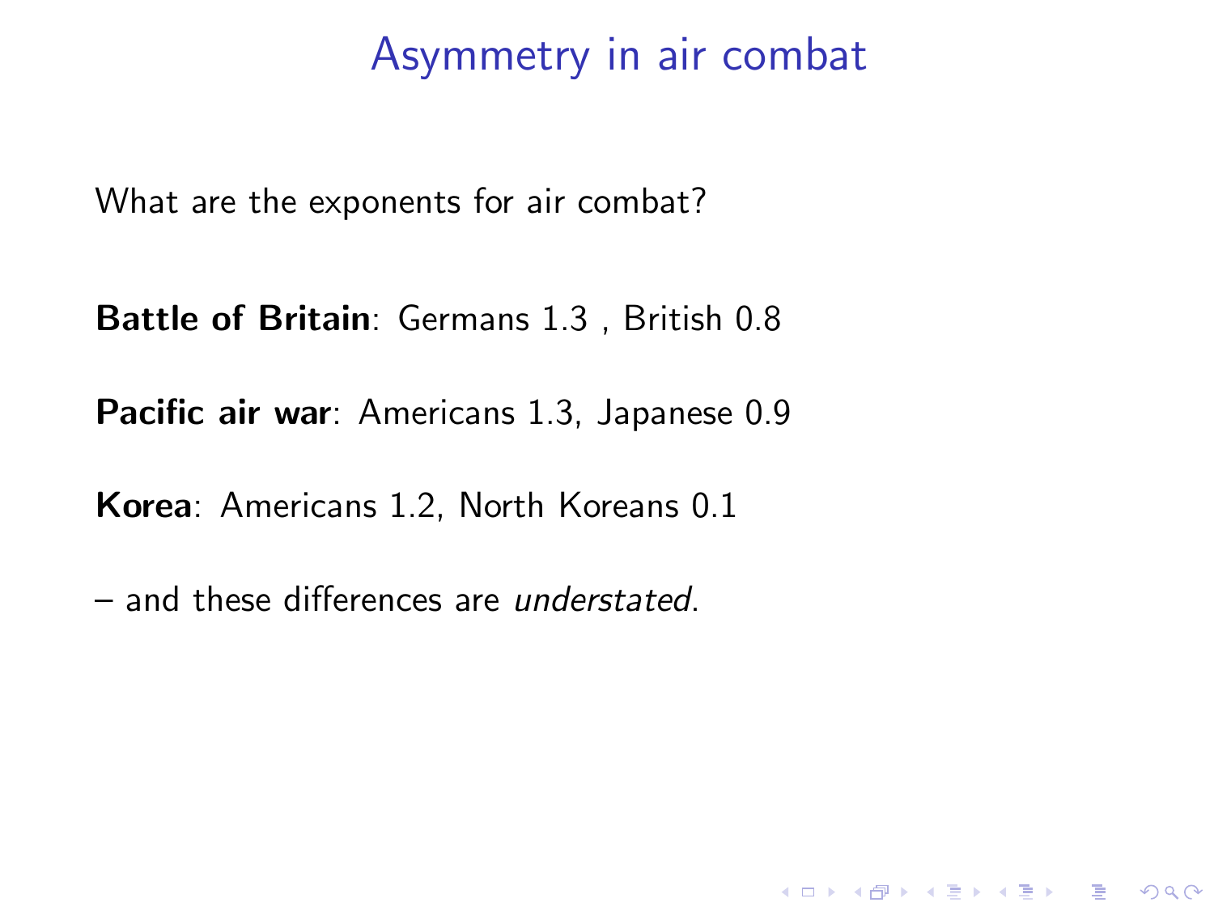# Asymmetry in air combat

What are the exponents for air combat?

**Battle of Britain**: Germans 1.3 , British 0.8

**Pacific air war**: Americans 1.3, Japanese 0.9

**Korea**: Americans 1.2, North Koreans 0.1

– and these differences are *understated*.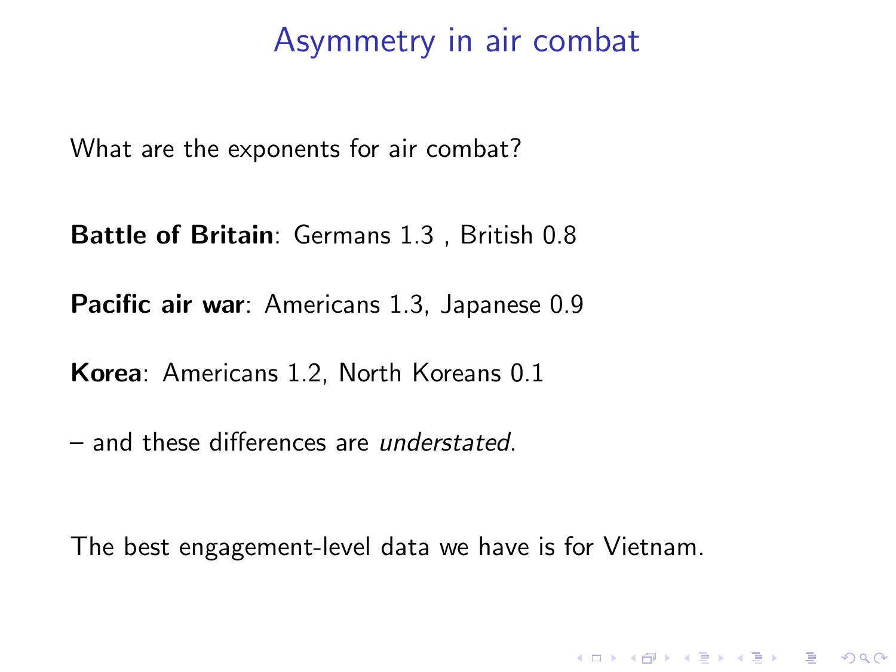# Asymmetry in air combat

What are the exponents for air combat?

**Battle of Britain**: Germans 1.3 , British 0.8

**Pacific air war**: Americans 1.3, Japanese 0.9

**Korea**: Americans 1.2, North Koreans 0.1

– and these differences are *understated*.

The best engagement-level data we have is for Vietnam.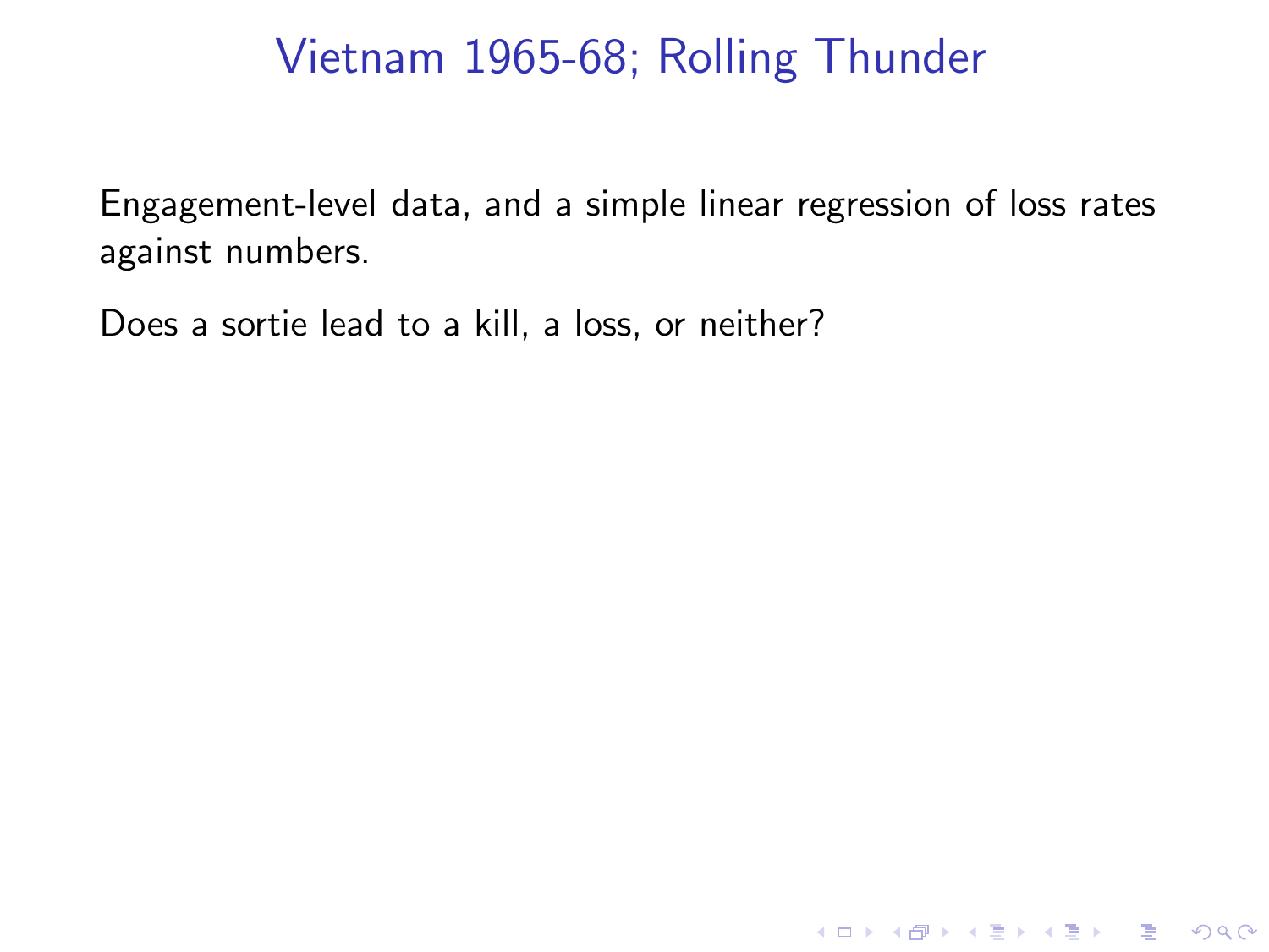# Vietnam 1965-68; Rolling Thunder

Engagement-level data, and a simple linear regression of loss rates against numbers.

Does a sortie lead to a kill, a loss, or neither?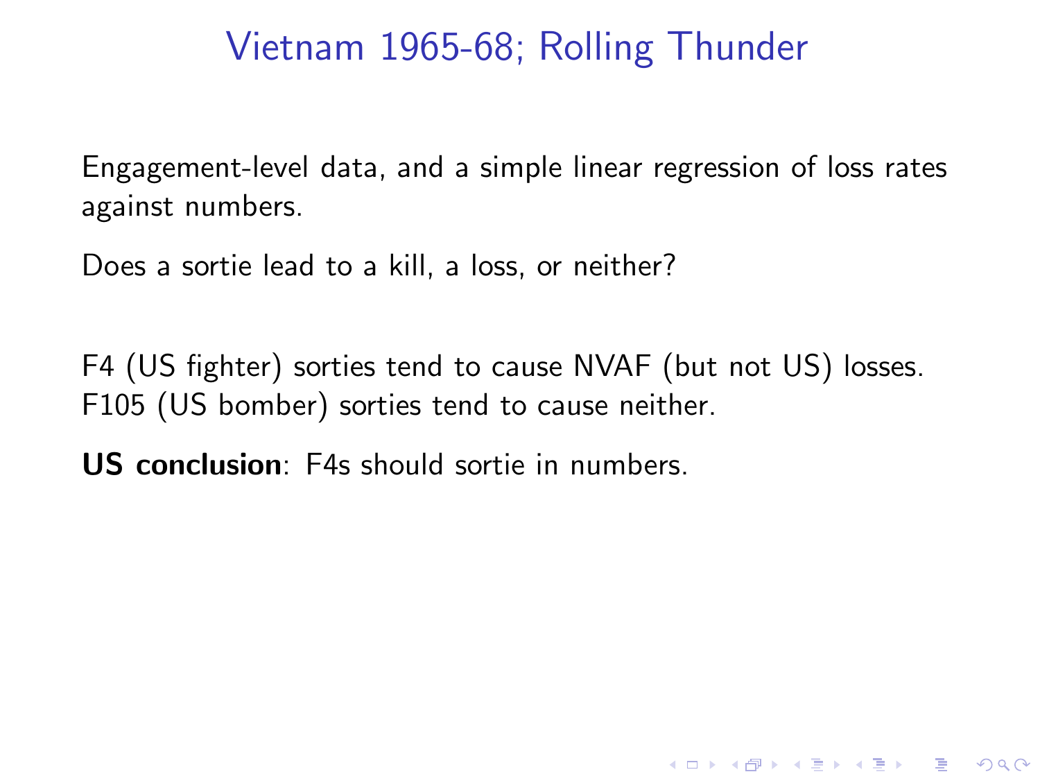# Vietnam 1965-68; Rolling Thunder

Engagement-level data, and a simple linear regression of loss rates against numbers.

Does a sortie lead to a kill, a loss, or neither?

F4 (US fighter) sorties tend to cause NVAF (but not US) losses.
F105 (US bomber) sorties tend to cause neither.

**US conclusion**: F4s should sortie in numbers.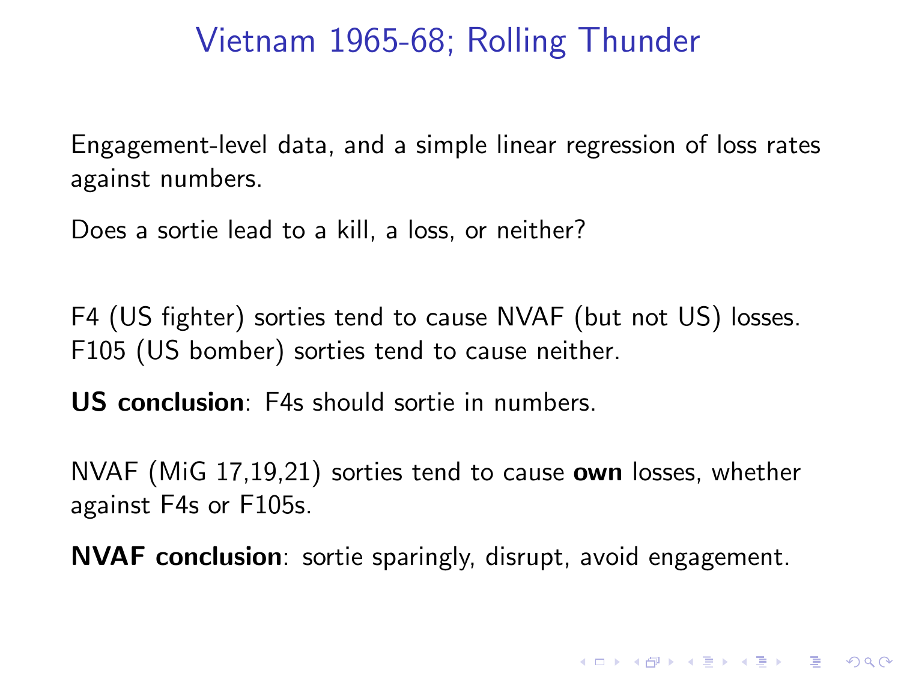# Vietnam 1965-68; Rolling Thunder

Engagement-level data, and a simple linear regression of loss rates against numbers.

Does a sortie lead to a kill, a loss, or neither?

F4 (US fighter) sorties tend to cause NVAF (but not US) losses.
F105 (US bomber) sorties tend to cause neither.

**US conclusion**: F4s should sortie in numbers.

NVAF (MiG 17,19,21) sorties tend to cause **own** losses, whether against F4s or F105s.

**NVAF conclusion**: sortie sparingly, disrupt, avoid engagement.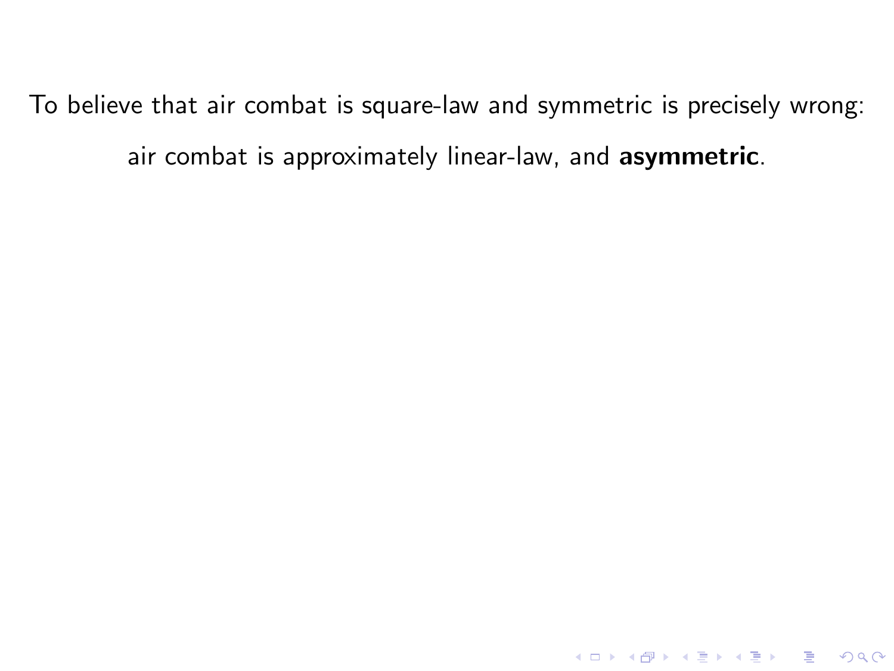To believe that air combat is square-law and symmetric is precisely wrong:

air combat is approximately linear-law, and **asymmetric**.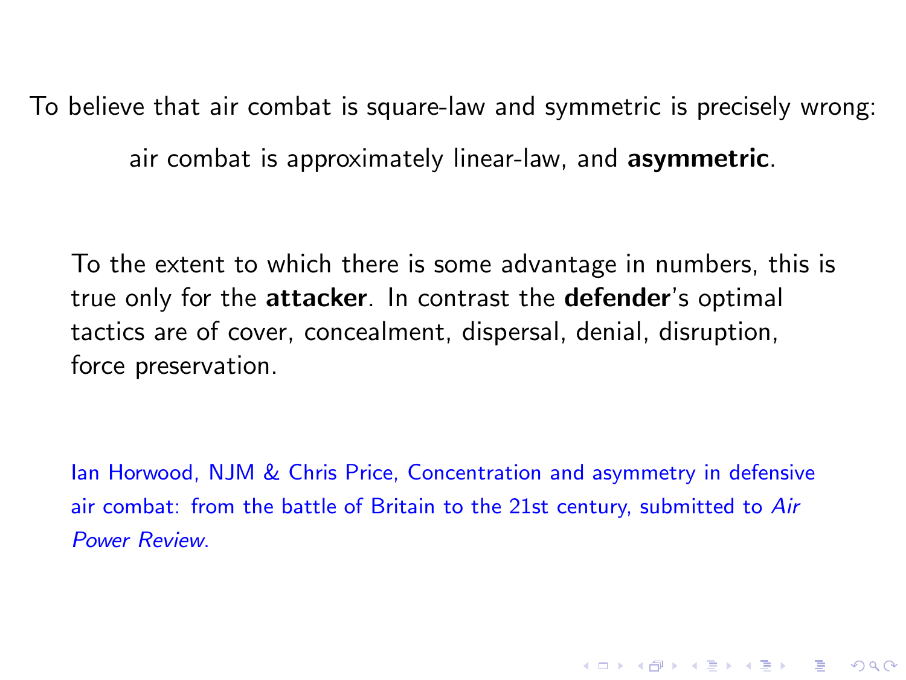To believe that air combat is square-law and symmetric is precisely wrong:

air combat is approximately linear-law, and **asymmetric**.

To the extent to which there is some advantage in numbers, this is true only for the **attacker**. In contrast the **defender**'s optimal tactics are of cover, concealment, dispersal, denial, disruption, force preservation.

Ian Horwood, NJM & Chris Price, Concentration and asymmetry in defensive air combat: from the battle of Britain to the 21st century, submitted to *Air Power Review*.